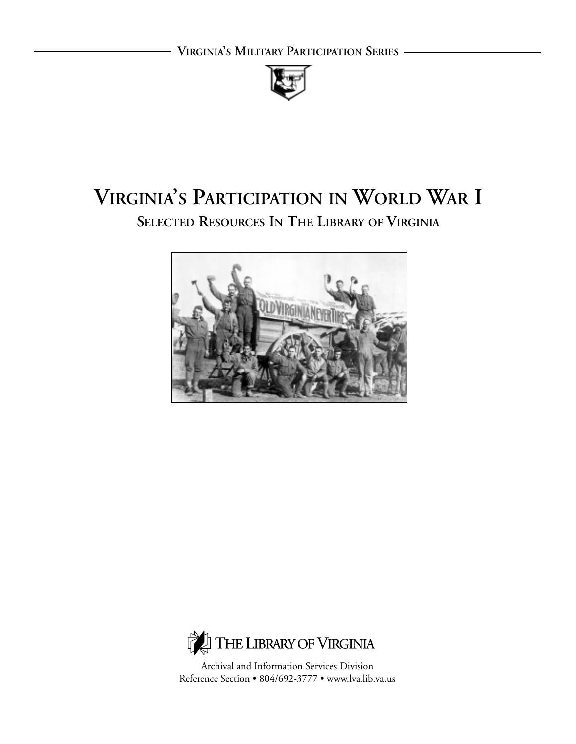Virginia's Military Participation Series

# Virginia's Participation in World War I

## Selected Resources In The Library of Virginia

The Library of Virginia

Archival and Information Services Division
Reference Section • 804/692-3777 • www.lva.lib.va.us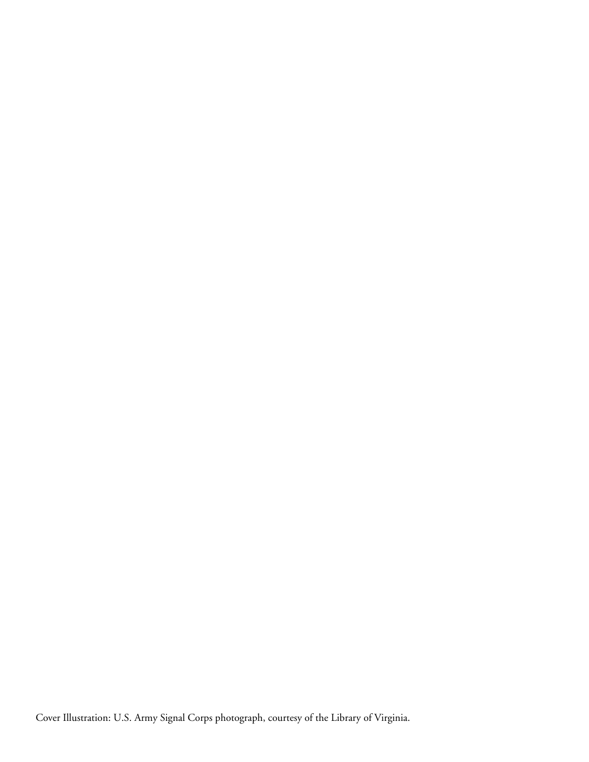Cover Illustration: U.S. Army Signal Corps photograph, courtesy of the Library of Virginia.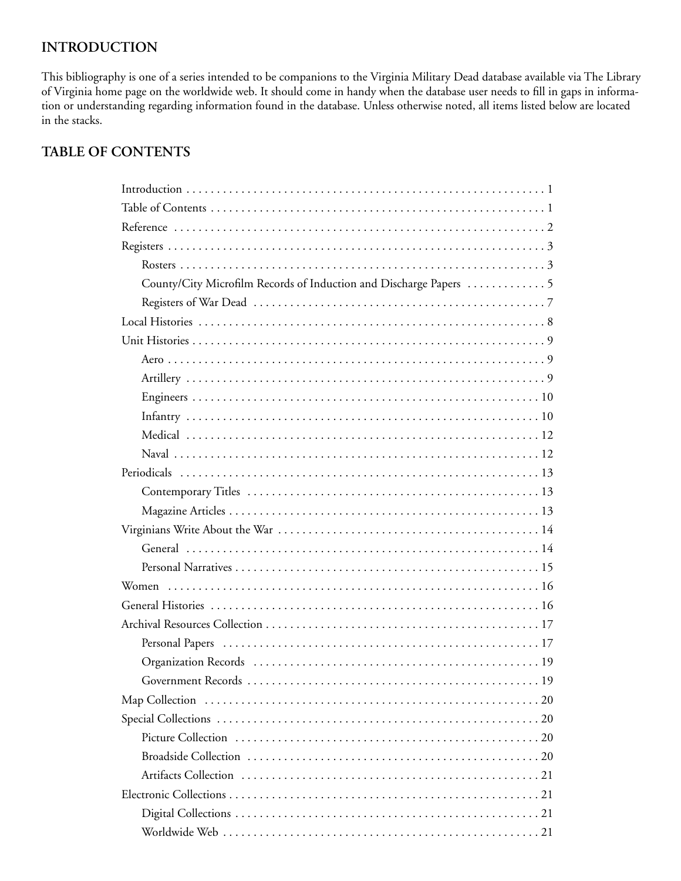## INTRODUCTION

This bibliography is one of a series intended to be companions to the Virginia Military Dead database available via The Library of Virginia home page on the worldwide web. It should come in handy when the database user needs to fill in gaps in information or understanding regarding information found in the database. Unless otherwise noted, all items listed below are located in the stacks.

## TABLE OF CONTENTS

- Introduction . . . . . . . . . . 1
- Table of Contents . . . . . . . . . . 1
- Reference . . . . . . . . . . 2
- Registers . . . . . . . . . . 3
  - Rosters . . . . . . . . . . 3
  - County/City Microfilm Records of Induction and Discharge Papers . . . . . . . . . . 5
  - Registers of War Dead . . . . . . . . . . 7
- Local Histories . . . . . . . . . . 8
- Unit Histories . . . . . . . . . . 9
  - Aero . . . . . . . . . . 9
  - Artillery . . . . . . . . . . 9
  - Engineers . . . . . . . . . . 10
  - Infantry . . . . . . . . . . 10
  - Medical . . . . . . . . . . 12
  - Naval . . . . . . . . . . 12
- Periodicals . . . . . . . . . . 13
  - Contemporary Titles . . . . . . . . . . 13
  - Magazine Articles . . . . . . . . . . 13
- Virginians Write About the War . . . . . . . . . . 14
  - General . . . . . . . . . . 14
  - Personal Narratives . . . . . . . . . . 15
- Women . . . . . . . . . . 16
- General Histories . . . . . . . . . . 16
- Archival Resources Collection . . . . . . . . . . 17
  - Personal Papers . . . . . . . . . . 17
  - Organization Records . . . . . . . . . . 19
  - Government Records . . . . . . . . . . 19
- Map Collection . . . . . . . . . . 20
- Special Collections . . . . . . . . . . 20
  - Picture Collection . . . . . . . . . . 20
  - Broadside Collection . . . . . . . . . . 20
  - Artifacts Collection . . . . . . . . . . 21
- Electronic Collections . . . . . . . . . . 21
  - Digital Collections . . . . . . . . . . 21
  - Worldwide Web . . . . . . . . . . 21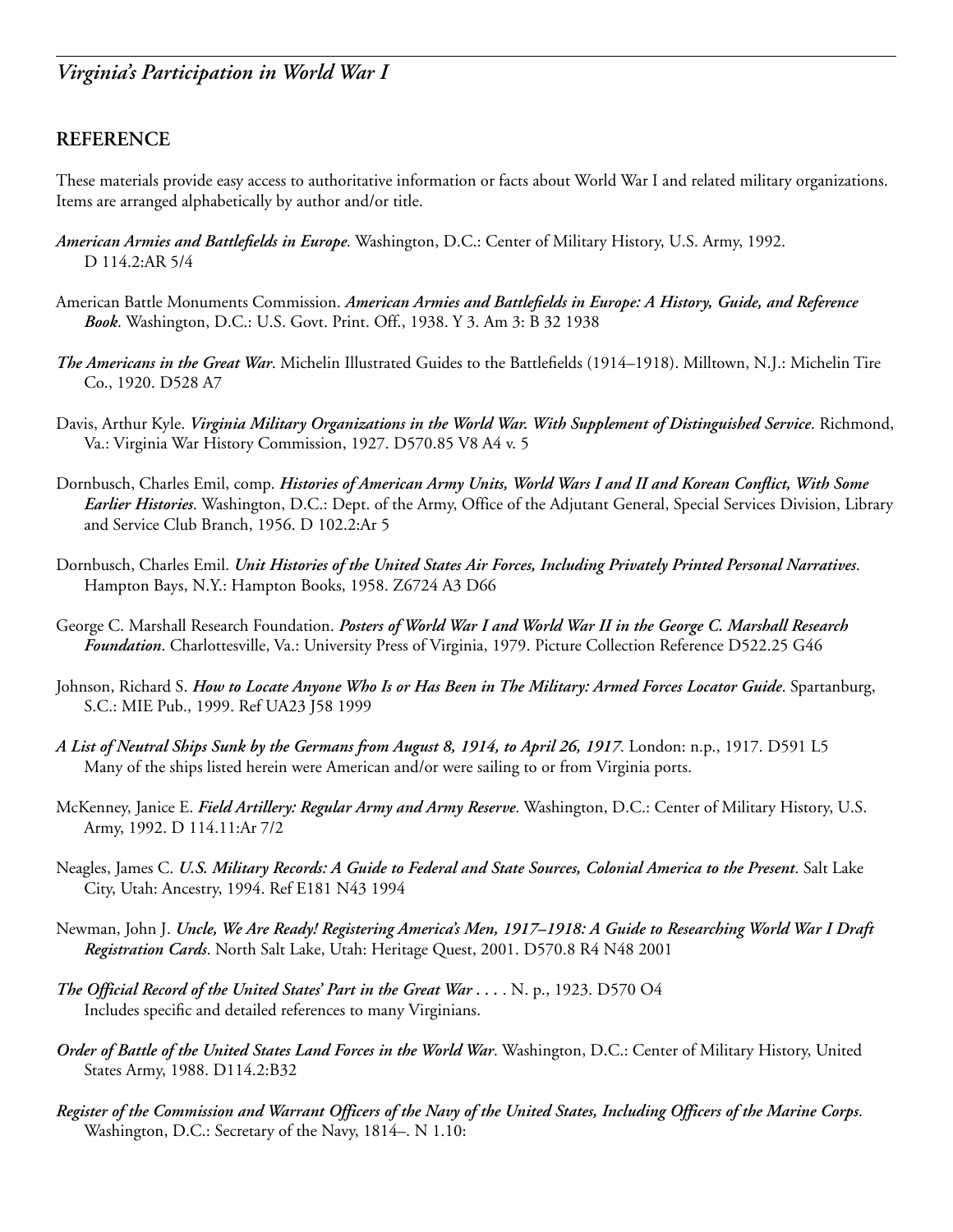## REFERENCE

These materials provide easy access to authoritative information or facts about World War I and related military organizations. Items are arranged alphabetically by author and/or title.

***American Armies and Battlefields in Europe***. Washington, D.C.: Center of Military History, U.S. Army, 1992. D 114.2:AR 5/4

American Battle Monuments Commission. ***American Armies and Battlefields in Europe: A History, Guide, and Reference Book***. Washington, D.C.: U.S. Govt. Print. Off., 1938. Y 3. Am 3: B 32 1938

***The Americans in the Great War***. Michelin Illustrated Guides to the Battlefields (1914–1918). Milltown, N.J.: Michelin Tire Co., 1920. D528 A7

Davis, Arthur Kyle. ***Virginia Military Organizations in the World War. With Supplement of Distinguished Service***. Richmond, Va.: Virginia War History Commission, 1927. D570.85 V8 A4 v. 5

Dornbusch, Charles Emil, comp. ***Histories of American Army Units, World Wars I and II and Korean Conflict, With Some Earlier Histories***. Washington, D.C.: Dept. of the Army, Office of the Adjutant General, Special Services Division, Library and Service Club Branch, 1956. D 102.2:Ar 5

Dornbusch, Charles Emil. ***Unit Histories of the United States Air Forces, Including Privately Printed Personal Narratives***. Hampton Bays, N.Y.: Hampton Books, 1958. Z6724 A3 D66

George C. Marshall Research Foundation. ***Posters of World War I and World War II in the George C. Marshall Research Foundation***. Charlottesville, Va.: University Press of Virginia, 1979. Picture Collection Reference D522.25 G46

Johnson, Richard S. ***How to Locate Anyone Who Is or Has Been in The Military: Armed Forces Locator Guide***. Spartanburg, S.C.: MIE Pub., 1999. Ref UA23 J58 1999

***A List of Neutral Ships Sunk by the Germans from August 8, 1914, to April 26, 1917***. London: n.p., 1917. D591 L5
Many of the ships listed herein were American and/or were sailing to or from Virginia ports.

McKenney, Janice E. ***Field Artillery: Regular Army and Army Reserve***. Washington, D.C.: Center of Military History, U.S. Army, 1992. D 114.11:Ar 7/2

Neagles, James C. ***U.S. Military Records: A Guide to Federal and State Sources, Colonial America to the Present***. Salt Lake City, Utah: Ancestry, 1994. Ref E181 N43 1994

Newman, John J. ***Uncle, We Are Ready! Registering America's Men, 1917–1918: A Guide to Researching World War I Draft Registration Cards***. North Salt Lake, Utah: Heritage Quest, 2001. D570.8 R4 N48 2001

***The Official Record of the United States' Part in the Great War . . .*** . N. p., 1923. D570 O4
Includes specific and detailed references to many Virginians.

***Order of Battle of the United States Land Forces in the World War***. Washington, D.C.: Center of Military History, United States Army, 1988. D114.2:B32

***Register of the Commission and Warrant Officers of the Navy of the United States, Including Officers of the Marine Corps***. Washington, D.C.: Secretary of the Navy, 1814–. N 1.10: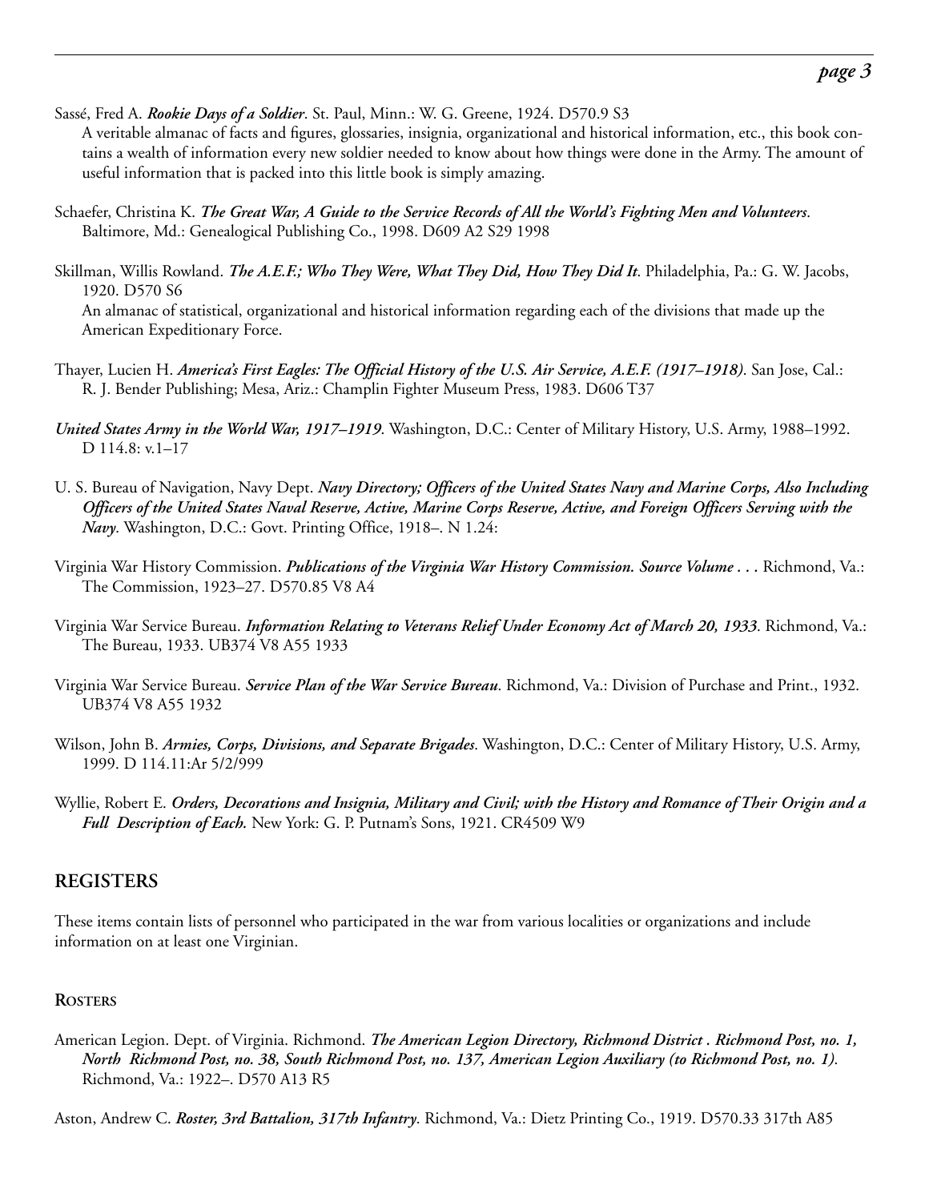Sassé, Fred A. ***Rookie Days of a Soldier***. St. Paul, Minn.: W. G. Greene, 1924. D570.9 S3
A veritable almanac of facts and figures, glossaries, insignia, organizational and historical information, etc., this book contains a wealth of information every new soldier needed to know about how things were done in the Army. The amount of useful information that is packed into this little book is simply amazing.

Schaefer, Christina K. ***The Great War, A Guide to the Service Records of All the World's Fighting Men and Volunteers***. Baltimore, Md.: Genealogical Publishing Co., 1998. D609 A2 S29 1998

Skillman, Willis Rowland. ***The A.E.F.; Who They Were, What They Did, How They Did It***. Philadelphia, Pa.: G. W. Jacobs, 1920. D570 S6
An almanac of statistical, organizational and historical information regarding each of the divisions that made up the American Expeditionary Force.

Thayer, Lucien H. ***America's First Eagles: The Official History of the U.S. Air Service, A.E.F. (1917–1918)***. San Jose, Cal.: R. J. Bender Publishing; Mesa, Ariz.: Champlin Fighter Museum Press, 1983. D606 T37

***United States Army in the World War, 1917–1919***. Washington, D.C.: Center of Military History, U.S. Army, 1988–1992. D 114.8: v.1–17

U. S. Bureau of Navigation, Navy Dept. ***Navy Directory; Officers of the United States Navy and Marine Corps, Also Including Officers of the United States Naval Reserve, Active, Marine Corps Reserve, Active, and Foreign Officers Serving with the Navy***. Washington, D.C.: Govt. Printing Office, 1918–. N 1.24:

Virginia War History Commission. ***Publications of the Virginia War History Commission. Source Volume . . .*** Richmond, Va.: The Commission, 1923–27. D570.85 V8 A4

Virginia War Service Bureau. ***Information Relating to Veterans Relief Under Economy Act of March 20, 1933***. Richmond, Va.: The Bureau, 1933. UB374 V8 A55 1933

Virginia War Service Bureau. ***Service Plan of the War Service Bureau***. Richmond, Va.: Division of Purchase and Print., 1932. UB374 V8 A55 1932

Wilson, John B. ***Armies, Corps, Divisions, and Separate Brigades***. Washington, D.C.: Center of Military History, U.S. Army, 1999. D 114.11:Ar 5/2/999

Wyllie, Robert E. ***Orders, Decorations and Insignia, Military and Civil; with the History and Romance of Their Origin and a Full Description of Each.*** New York: G. P. Putnam's Sons, 1921. CR4509 W9

## REGISTERS

These items contain lists of personnel who participated in the war from various localities or organizations and include information on at least one Virginian.

### ROSTERS

American Legion. Dept. of Virginia. Richmond. ***The American Legion Directory, Richmond District . Richmond Post, no. 1, North Richmond Post, no. 38, South Richmond Post, no. 137, American Legion Auxiliary (to Richmond Post, no. 1)***. Richmond, Va.: 1922–. D570 A13 R5

Aston, Andrew C. ***Roster, 3rd Battalion, 317th Infantry***. Richmond, Va.: Dietz Printing Co., 1919. D570.33 317th A85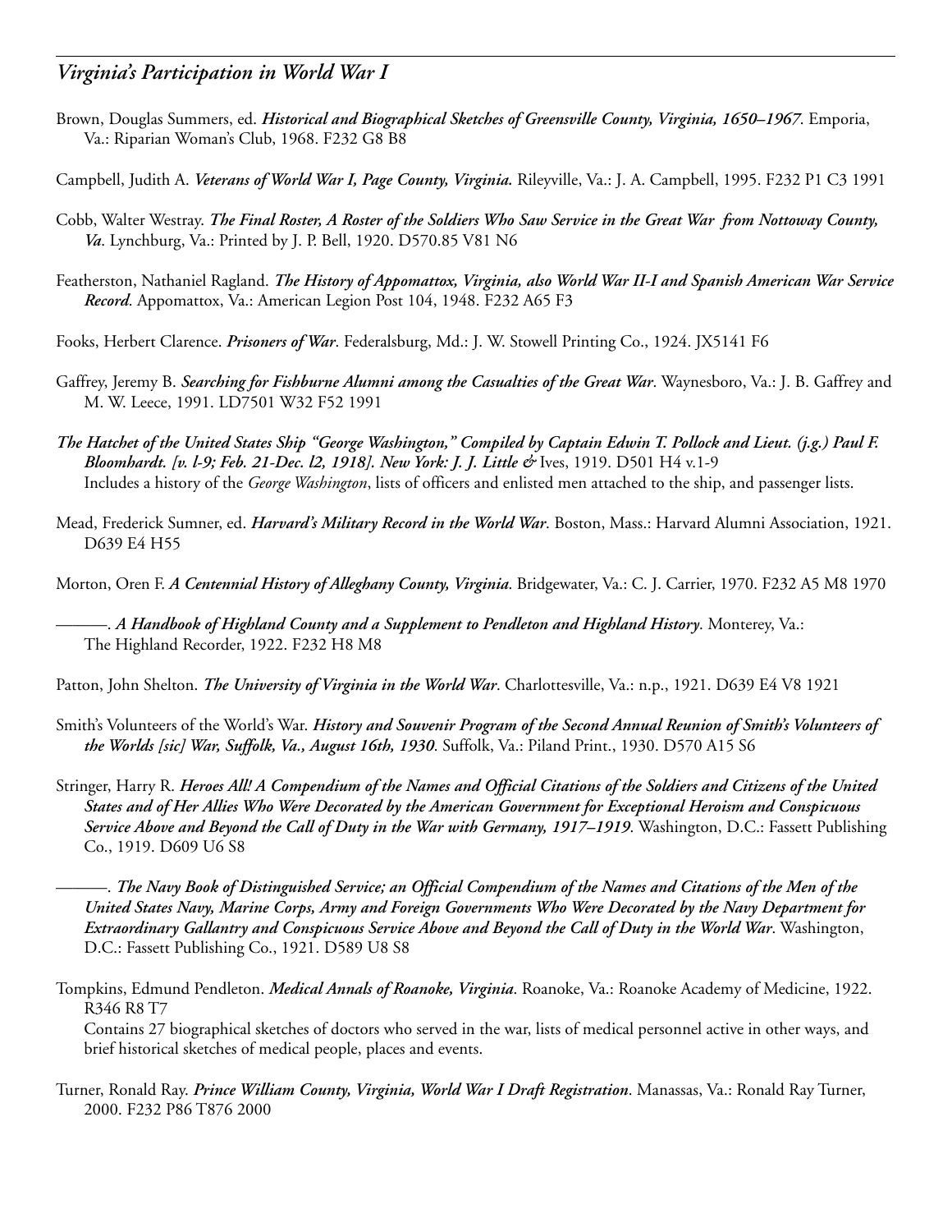Brown, Douglas Summers, ed. ***Historical and Biographical Sketches of Greensville County, Virginia, 1650–1967***. Emporia, Va.: Riparian Woman's Club, 1968. F232 G8 B8

Campbell, Judith A. ***Veterans of World War I, Page County, Virginia.*** Rileyville, Va.: J. A. Campbell, 1995. F232 P1 C3 1991

Cobb, Walter Westray. ***The Final Roster, A Roster of the Soldiers Who Saw Service in the Great War from Nottoway County, Va***. Lynchburg, Va.: Printed by J. P. Bell, 1920. D570.85 V81 N6

Featherston, Nathaniel Ragland. ***The History of Appomattox, Virginia, also World War II-I and Spanish American War Service Record***. Appomattox, Va.: American Legion Post 104, 1948. F232 A65 F3

Fooks, Herbert Clarence. ***Prisoners of War***. Federalsburg, Md.: J. W. Stowell Printing Co., 1924. JX5141 F6

Gaffrey, Jeremy B. ***Searching for Fishburne Alumni among the Casualties of the Great War***. Waynesboro, Va.: J. B. Gaffrey and M. W. Leece, 1991. LD7501 W32 F52 1991

***The Hatchet of the United States Ship "George Washington," Compiled by Captain Edwin T. Pollock and Lieut. (j.g.) Paul F. Bloomhardt. [v. l-9; Feb. 21-Dec. l2, 1918]. New York: J. J. Little &*** Ives, 1919. D501 H4 v.1-9
Includes a history of the *George Washington*, lists of officers and enlisted men attached to the ship, and passenger lists.

Mead, Frederick Sumner, ed. ***Harvard's Military Record in the World War***. Boston, Mass.: Harvard Alumni Association, 1921. D639 E4 H55

Morton, Oren F. ***A Centennial History of Alleghany County, Virginia***. Bridgewater, Va.: C. J. Carrier, 1970. F232 A5 M8 1970

———. ***A Handbook of Highland County and a Supplement to Pendleton and Highland History***. Monterey, Va.: The Highland Recorder, 1922. F232 H8 M8

Patton, John Shelton. ***The University of Virginia in the World War***. Charlottesville, Va.: n.p., 1921. D639 E4 V8 1921

Smith's Volunteers of the World's War. ***History and Souvenir Program of the Second Annual Reunion of Smith's Volunteers of the Worlds [sic] War, Suffolk, Va., August 16th, 1930***. Suffolk, Va.: Piland Print., 1930. D570 A15 S6

Stringer, Harry R. ***Heroes All! A Compendium of the Names and Official Citations of the Soldiers and Citizens of the United States and of Her Allies Who Were Decorated by the American Government for Exceptional Heroism and Conspicuous Service Above and Beyond the Call of Duty in the War with Germany, 1917–1919***. Washington, D.C.: Fassett Publishing Co., 1919. D609 U6 S8

———. ***The Navy Book of Distinguished Service; an Official Compendium of the Names and Citations of the Men of the United States Navy, Marine Corps, Army and Foreign Governments Who Were Decorated by the Navy Department for Extraordinary Gallantry and Conspicuous Service Above and Beyond the Call of Duty in the World War***. Washington, D.C.: Fassett Publishing Co., 1921. D589 U8 S8

Tompkins, Edmund Pendleton. ***Medical Annals of Roanoke, Virginia***. Roanoke, Va.: Roanoke Academy of Medicine, 1922. R346 R8 T7
Contains 27 biographical sketches of doctors who served in the war, lists of medical personnel active in other ways, and brief historical sketches of medical people, places and events.

Turner, Ronald Ray. ***Prince William County, Virginia, World War I Draft Registration***. Manassas, Va.: Ronald Ray Turner, 2000. F232 P86 T876 2000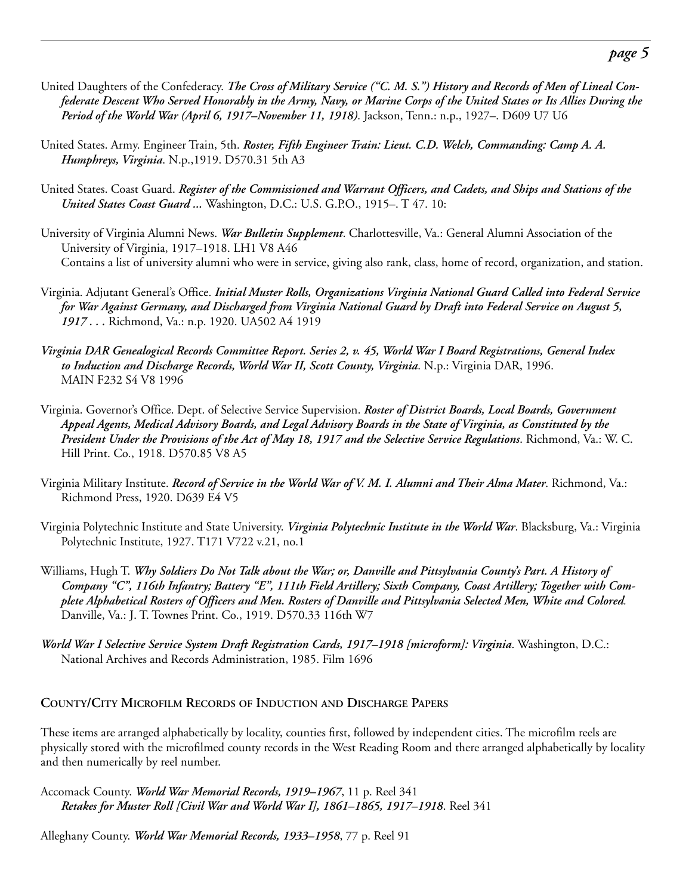United Daughters of the Confederacy. ***The Cross of Military Service ("C. M. S.") History and Records of Men of Lineal Confederate Descent Who Served Honorably in the Army, Navy, or Marine Corps of the United States or Its Allies During the Period of the World War (April 6, 1917–November 11, 1918).*** Jackson, Tenn.: n.p., 1927–. D609 U7 U6

United States. Army. Engineer Train, 5th. ***Roster, Fifth Engineer Train: Lieut. C.D. Welch, Commanding: Camp A. A. Humphreys, Virginia***. N.p.,1919. D570.31 5th A3

United States. Coast Guard. ***Register of the Commissioned and Warrant Officers, and Cadets, and Ships and Stations of the United States Coast Guard ...*** Washington, D.C.: U.S. G.P.O., 1915–. T 47. 10:

University of Virginia Alumni News. ***War Bulletin Supplement***. Charlottesville, Va.: General Alumni Association of the University of Virginia, 1917–1918. LH1 V8 A46
Contains a list of university alumni who were in service, giving also rank, class, home of record, organization, and station.

Virginia. Adjutant General's Office. ***Initial Muster Rolls, Organizations Virginia National Guard Called into Federal Service for War Against Germany, and Discharged from Virginia National Guard by Draft into Federal Service on August 5, 1917 . . .*** Richmond, Va.: n.p. 1920. UA502 A4 1919

***Virginia DAR Genealogical Records Committee Report. Series 2, v. 45, World War I Board Registrations, General Index to Induction and Discharge Records, World War II, Scott County, Virginia***. N.p.: Virginia DAR, 1996. MAIN F232 S4 V8 1996

Virginia. Governor's Office. Dept. of Selective Service Supervision. ***Roster of District Boards, Local Boards, Government Appeal Agents, Medical Advisory Boards, and Legal Advisory Boards in the State of Virginia, as Constituted by the President Under the Provisions of the Act of May 18, 1917 and the Selective Service Regulations***. Richmond, Va.: W. C. Hill Print. Co., 1918. D570.85 V8 A5

Virginia Military Institute. ***Record of Service in the World War of V. M. I. Alumni and Their Alma Mater***. Richmond, Va.: Richmond Press, 1920. D639 E4 V5

Virginia Polytechnic Institute and State University. ***Virginia Polytechnic Institute in the World War***. Blacksburg, Va.: Virginia Polytechnic Institute, 1927. T171 V722 v.21, no.1

Williams, Hugh T. ***Why Soldiers Do Not Talk about the War; or, Danville and Pittsylvania County's Part. A History of Company "C", 116th Infantry; Battery "E", 111th Field Artillery; Sixth Company, Coast Artillery; Together with Complete Alphabetical Rosters of Officers and Men. Rosters of Danville and Pittsylvania Selected Men, White and Colored***. Danville, Va.: J. T. Townes Print. Co., 1919. D570.33 116th W7

***World War I Selective Service System Draft Registration Cards, 1917–1918 [microform]: Virginia***. Washington, D.C.: National Archives and Records Administration, 1985. Film 1696

## County/City Microfilm Records of Induction and Discharge Papers

These items are arranged alphabetically by locality, counties first, followed by independent cities. The microfilm reels are physically stored with the microfilmed county records in the West Reading Room and there arranged alphabetically by locality and then numerically by reel number.

Accomack County. ***World War Memorial Records, 1919–1967***, 11 p. Reel 341
***Retakes for Muster Roll [Civil War and World War I], 1861–1865, 1917–1918***. Reel 341

Alleghany County. ***World War Memorial Records, 1933–1958***, 77 p. Reel 91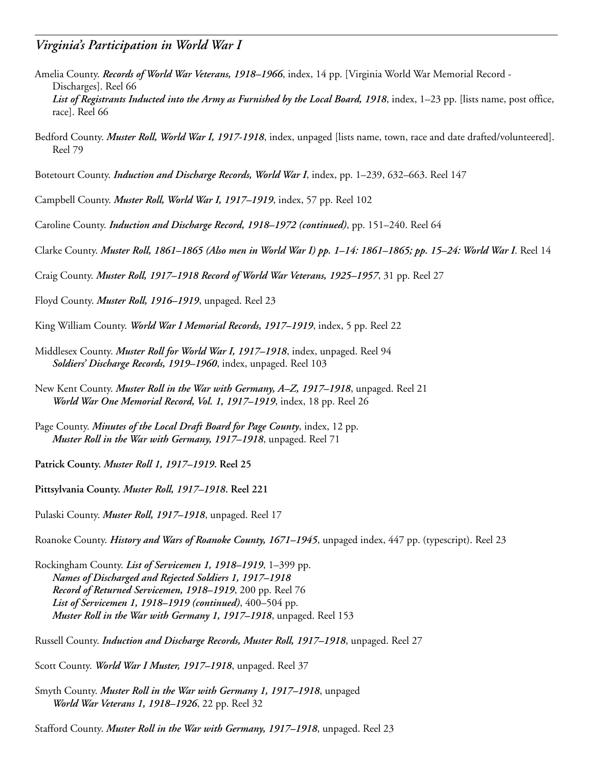## *Virginia's Participation in World War I*

Amelia County. ***Records of World War Veterans, 1918–1966***, index, 14 pp. [Virginia World War Memorial Record - Discharges]. Reel 66
***List of Registrants Inducted into the Army as Furnished by the Local Board, 1918***, index, 1–23 pp. [lists name, post office, race]. Reel 66

Bedford County. ***Muster Roll, World War I, 1917-1918***, index, unpaged [lists name, town, race and date drafted/volunteered]. Reel 79

Botetourt County. ***Induction and Discharge Records, World War I***, index, pp. 1–239, 632–663. Reel 147

Campbell County. ***Muster Roll, World War I, 1917–1919***, index, 57 pp. Reel 102

Caroline County. ***Induction and Discharge Record, 1918–1972 (continued)***, pp. 151–240. Reel 64

Clarke County. ***Muster Roll, 1861–1865 (Also men in World War I) pp. 1–14: 1861–1865; pp. 15–24: World War I***. Reel 14

Craig County. ***Muster Roll, 1917–1918 Record of World War Veterans, 1925–1957***, 31 pp. Reel 27

Floyd County. ***Muster Roll, 1916–1919***, unpaged. Reel 23

King William County. ***World War I Memorial Records, 1917–1919***, index, 5 pp. Reel 22

Middlesex County. ***Muster Roll for World War I, 1917–1918***, index, unpaged. Reel 94
***Soldiers' Discharge Records, 1919–1960***, index, unpaged. Reel 103

New Kent County. ***Muster Roll in the War with Germany, A–Z, 1917–1918***, unpaged. Reel 21
***World War One Memorial Record, Vol. 1, 1917–1919***, index, 18 pp. Reel 26

Page County. ***Minutes of the Local Draft Board for Page County***, index, 12 pp.
***Muster Roll in the War with Germany, 1917–1918***, unpaged. Reel 71

**Patrick County. *Muster Roll 1, 1917–1919*. Reel 25**

**Pittsylvania County. *Muster Roll, 1917–1918*. Reel 221**

Pulaski County. ***Muster Roll, 1917–1918***, unpaged. Reel 17

Roanoke County. ***History and Wars of Roanoke County, 1671–1945***, unpaged index, 447 pp. (typescript). Reel 23

Rockingham County. ***List of Servicemen 1, 1918–1919***, 1–399 pp.
***Names of Discharged and Rejected Soldiers 1, 1917–1918***
***Record of Returned Servicemen, 1918–1919***, 200 pp. Reel 76
***List of Servicemen 1, 1918–1919 (continued)***, 400–504 pp.
***Muster Roll in the War with Germany 1, 1917–1918***, unpaged. Reel 153

Russell County. ***Induction and Discharge Records, Muster Roll, 1917–1918***, unpaged. Reel 27

Scott County. ***World War I Muster, 1917–1918***, unpaged. Reel 37

Smyth County. ***Muster Roll in the War with Germany 1, 1917–1918***, unpaged
***World War Veterans 1, 1918–1926***, 22 pp. Reel 32

Stafford County. ***Muster Roll in the War with Germany, 1917–1918***, unpaged. Reel 23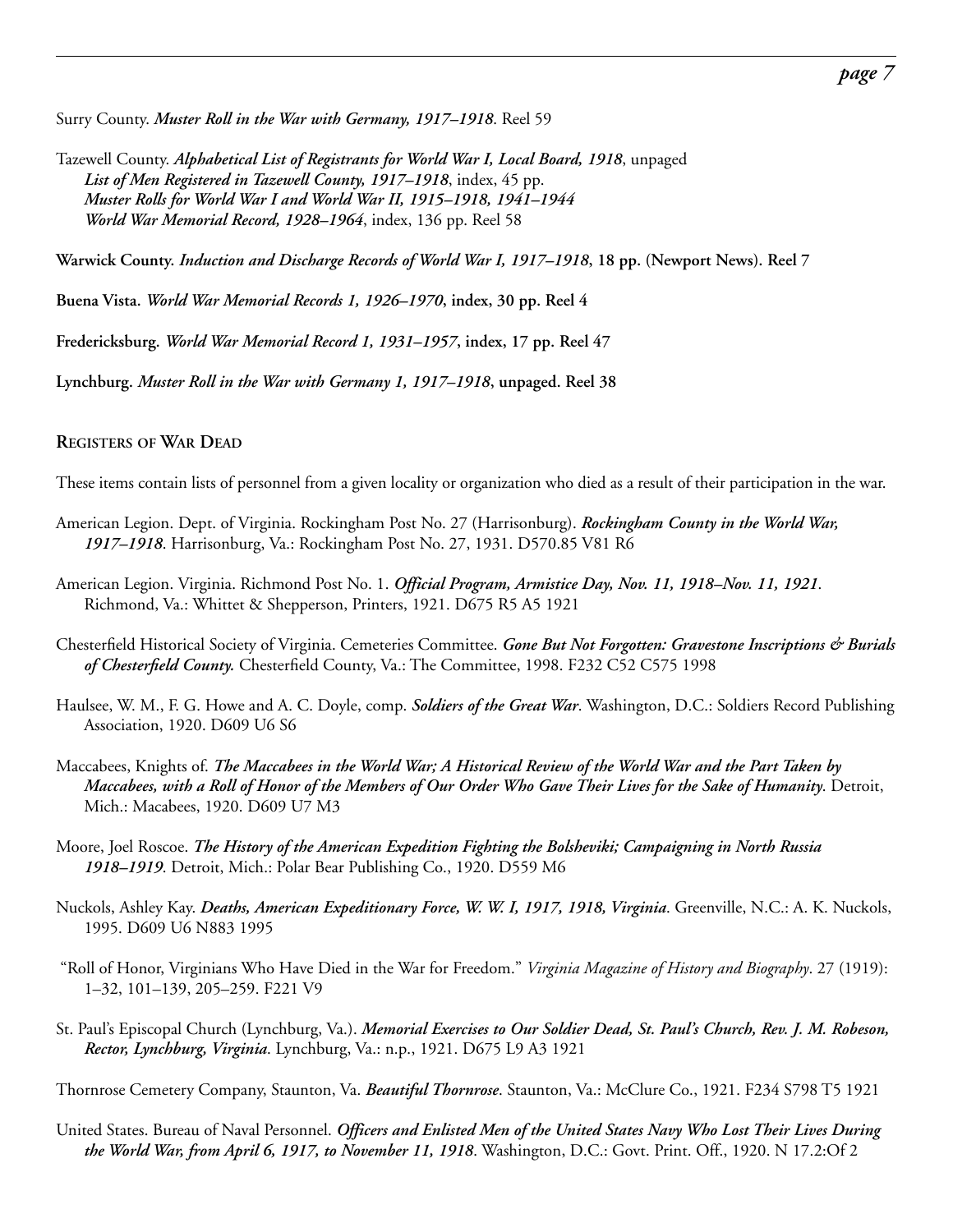Surry County. *Muster Roll in the War with Germany, 1917–1918*. Reel 59

Tazewell County. *Alphabetical List of Registrants for World War I, Local Board, 1918*, unpaged
*List of Men Registered in Tazewell County, 1917–1918*, index, 45 pp.
*Muster Rolls for World War I and World War II, 1915–1918, 1941–1944*
*World War Memorial Record, 1928–1964*, index, 136 pp. Reel 58

**Warwick County. *Induction and Discharge Records of World War I, 1917–1918*, 18 pp. (Newport News). Reel 7**

**Buena Vista. *World War Memorial Records 1, 1926–1970*, index, 30 pp. Reel 4**

**Fredericksburg. *World War Memorial Record 1, 1931–1957*, index, 17 pp. Reel 47**

**Lynchburg. *Muster Roll in the War with Germany 1, 1917–1918*, unpaged. Reel 38**

## Registers of War Dead

These items contain lists of personnel from a given locality or organization who died as a result of their participation in the war.

American Legion. Dept. of Virginia. Rockingham Post No. 27 (Harrisonburg). ***Rockingham County in the World War, 1917–1918***. Harrisonburg, Va.: Rockingham Post No. 27, 1931. D570.85 V81 R6

American Legion. Virginia. Richmond Post No. 1. ***Official Program, Armistice Day, Nov. 11, 1918–Nov. 11, 1921***. Richmond, Va.: Whittet & Shepperson, Printers, 1921. D675 R5 A5 1921

Chesterfield Historical Society of Virginia. Cemeteries Committee. ***Gone But Not Forgotten: Gravestone Inscriptions & Burials of Chesterfield County.*** Chesterfield County, Va.: The Committee, 1998. F232 C52 C575 1998

Haulsee, W. M., F. G. Howe and A. C. Doyle, comp. ***Soldiers of the Great War***. Washington, D.C.: Soldiers Record Publishing Association, 1920. D609 U6 S6

Maccabees, Knights of. ***The Maccabees in the World War; A Historical Review of the World War and the Part Taken by Maccabees, with a Roll of Honor of the Members of Our Order Who Gave Their Lives for the Sake of Humanity***. Detroit, Mich.: Macabees, 1920. D609 U7 M3

Moore, Joel Roscoe. ***The History of the American Expedition Fighting the Bolsheviki; Campaigning in North Russia 1918–1919***. Detroit, Mich.: Polar Bear Publishing Co., 1920. D559 M6

Nuckols, Ashley Kay. ***Deaths, American Expeditionary Force, W. W. I, 1917, 1918, Virginia***. Greenville, N.C.: A. K. Nuckols, 1995. D609 U6 N883 1995

"Roll of Honor, Virginians Who Have Died in the War for Freedom." *Virginia Magazine of History and Biography*. 27 (1919): 1–32, 101–139, 205–259. F221 V9

St. Paul's Episcopal Church (Lynchburg, Va.). ***Memorial Exercises to Our Soldier Dead, St. Paul's Church, Rev. J. M. Robeson, Rector, Lynchburg, Virginia***. Lynchburg, Va.: n.p., 1921. D675 L9 A3 1921

Thornrose Cemetery Company, Staunton, Va. ***Beautiful Thornrose***. Staunton, Va.: McClure Co., 1921. F234 S798 T5 1921

United States. Bureau of Naval Personnel. ***Officers and Enlisted Men of the United States Navy Who Lost Their Lives During the World War, from April 6, 1917, to November 11, 1918***. Washington, D.C.: Govt. Print. Off., 1920. N 17.2:Of 2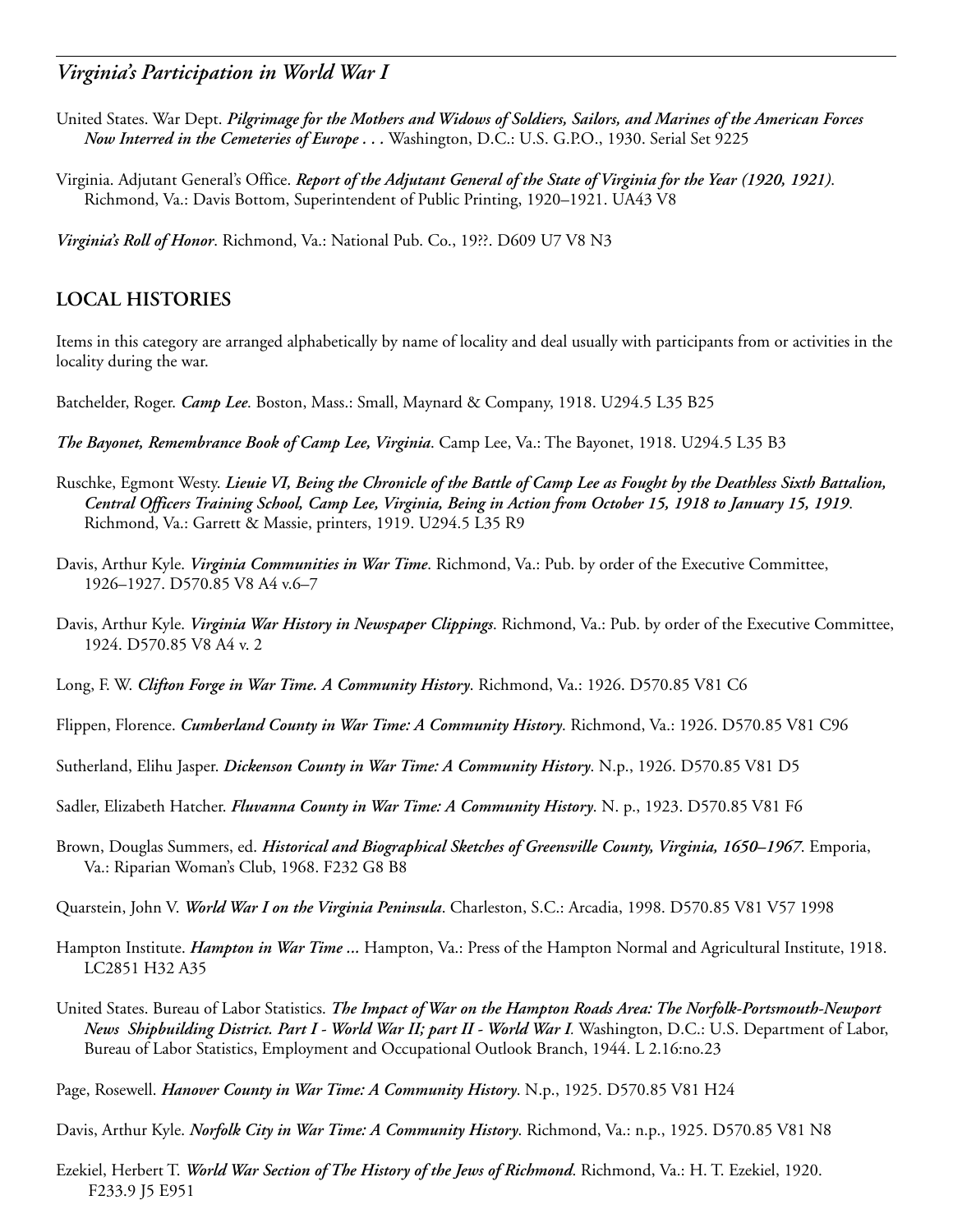United States. War Dept. ***Pilgrimage for the Mothers and Widows of Soldiers, Sailors, and Marines of the American Forces Now Interred in the Cemeteries of Europe . . .*** Washington, D.C.: U.S. G.P.O., 1930. Serial Set 9225

Virginia. Adjutant General's Office. ***Report of the Adjutant General of the State of Virginia for the Year (1920, 1921)***. Richmond, Va.: Davis Bottom, Superintendent of Public Printing, 1920–1921. UA43 V8

***Virginia's Roll of Honor***. Richmond, Va.: National Pub. Co., 19??. D609 U7 V8 N3

## LOCAL HISTORIES

Items in this category are arranged alphabetically by name of locality and deal usually with participants from or activities in the locality during the war.

Batchelder, Roger. ***Camp Lee***. Boston, Mass.: Small, Maynard & Company, 1918. U294.5 L35 B25

***The Bayonet, Remembrance Book of Camp Lee, Virginia***. Camp Lee, Va.: The Bayonet, 1918. U294.5 L35 B3

Ruschke, Egmont Westy. ***Lieuie VI, Being the Chronicle of the Battle of Camp Lee as Fought by the Deathless Sixth Battalion, Central Officers Training School, Camp Lee, Virginia, Being in Action from October 15, 1918 to January 15, 1919***. Richmond, Va.: Garrett & Massie, printers, 1919. U294.5 L35 R9

Davis, Arthur Kyle. ***Virginia Communities in War Time***. Richmond, Va.: Pub. by order of the Executive Committee, 1926–1927. D570.85 V8 A4 v.6–7

Davis, Arthur Kyle. ***Virginia War History in Newspaper Clippings***. Richmond, Va.: Pub. by order of the Executive Committee, 1924. D570.85 V8 A4 v. 2

Long, F. W. ***Clifton Forge in War Time. A Community History***. Richmond, Va.: 1926. D570.85 V81 C6

Flippen, Florence. ***Cumberland County in War Time: A Community History***. Richmond, Va.: 1926. D570.85 V81 C96

Sutherland, Elihu Jasper. ***Dickenson County in War Time: A Community History***. N.p., 1926. D570.85 V81 D5

Sadler, Elizabeth Hatcher. ***Fluvanna County in War Time: A Community History***. N. p., 1923. D570.85 V81 F6

Brown, Douglas Summers, ed. ***Historical and Biographical Sketches of Greensville County, Virginia, 1650–1967***. Emporia, Va.: Riparian Woman's Club, 1968. F232 G8 B8

Quarstein, John V. ***World War I on the Virginia Peninsula***. Charleston, S.C.: Arcadia, 1998. D570.85 V81 V57 1998

Hampton Institute. ***Hampton in War Time ...*** Hampton, Va.: Press of the Hampton Normal and Agricultural Institute, 1918. LC2851 H32 A35

United States. Bureau of Labor Statistics. ***The Impact of War on the Hampton Roads Area: The Norfolk-Portsmouth-Newport News Shipbuilding District. Part I - World War II; part II - World War I***. Washington, D.C.: U.S. Department of Labor, Bureau of Labor Statistics, Employment and Occupational Outlook Branch, 1944. L 2.16:no.23

Page, Rosewell. ***Hanover County in War Time: A Community History***. N.p., 1925. D570.85 V81 H24

Davis, Arthur Kyle. ***Norfolk City in War Time: A Community History***. Richmond, Va.: n.p., 1925. D570.85 V81 N8

Ezekiel, Herbert T. ***World War Section of The History of the Jews of Richmond***. Richmond, Va.: H. T. Ezekiel, 1920. F233.9 J5 E951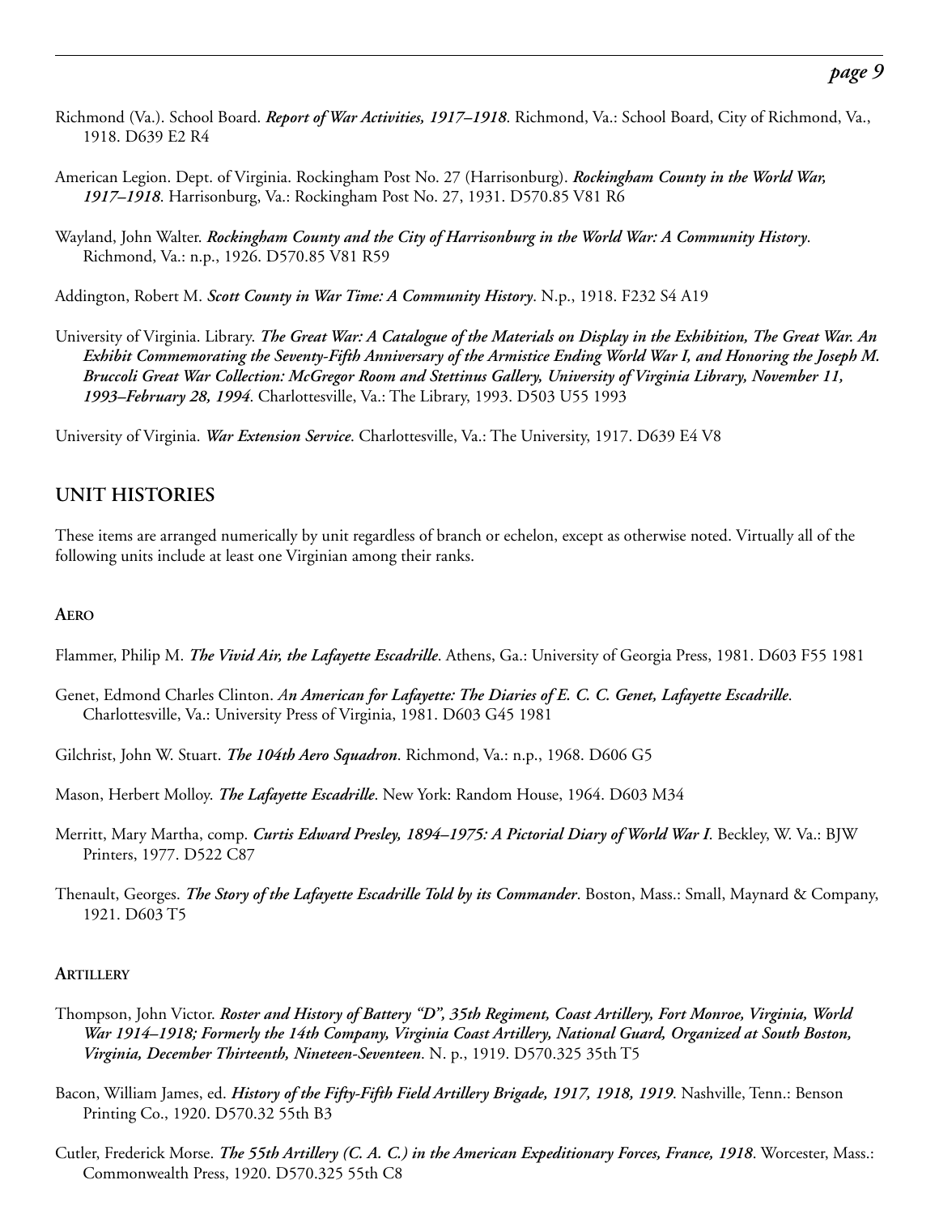Richmond (Va.). School Board. ***Report of War Activities, 1917–1918***. Richmond, Va.: School Board, City of Richmond, Va., 1918. D639 E2 R4

American Legion. Dept. of Virginia. Rockingham Post No. 27 (Harrisonburg). ***Rockingham County in the World War, 1917–1918***. Harrisonburg, Va.: Rockingham Post No. 27, 1931. D570.85 V81 R6

Wayland, John Walter. ***Rockingham County and the City of Harrisonburg in the World War: A Community History***. Richmond, Va.: n.p., 1926. D570.85 V81 R59

Addington, Robert M. ***Scott County in War Time: A Community History***. N.p., 1918. F232 S4 A19

University of Virginia. Library. ***The Great War: A Catalogue of the Materials on Display in the Exhibition, The Great War. An Exhibit Commemorating the Seventy-Fifth Anniversary of the Armistice Ending World War I, and Honoring the Joseph M. Bruccoli Great War Collection: McGregor Room and Stettinus Gallery, University of Virginia Library, November 11, 1993–February 28, 1994***. Charlottesville, Va.: The Library, 1993. D503 U55 1993

University of Virginia. ***War Extension Service***. Charlottesville, Va.: The University, 1917. D639 E4 V8

## UNIT HISTORIES

These items are arranged numerically by unit regardless of branch or echelon, except as otherwise noted. Virtually all of the following units include at least one Virginian among their ranks.

### Aero

Flammer, Philip M. ***The Vivid Air, the Lafayette Escadrille***. Athens, Ga.: University of Georgia Press, 1981. D603 F55 1981

Genet, Edmond Charles Clinton. ***An American for Lafayette: The Diaries of E. C. C. Genet, Lafayette Escadrille***. Charlottesville, Va.: University Press of Virginia, 1981. D603 G45 1981

Gilchrist, John W. Stuart. ***The 104th Aero Squadron***. Richmond, Va.: n.p., 1968. D606 G5

Mason, Herbert Molloy. ***The Lafayette Escadrille***. New York: Random House, 1964. D603 M34

Merritt, Mary Martha, comp. ***Curtis Edward Presley, 1894–1975: A Pictorial Diary of World War I***. Beckley, W. Va.: BJW Printers, 1977. D522 C87

Thenault, Georges. ***The Story of the Lafayette Escadrille Told by its Commander***. Boston, Mass.: Small, Maynard & Company, 1921. D603 T5

### Artillery

Thompson, John Victor. ***Roster and History of Battery "D", 35th Regiment, Coast Artillery, Fort Monroe, Virginia, World War 1914–1918; Formerly the 14th Company, Virginia Coast Artillery, National Guard, Organized at South Boston, Virginia, December Thirteenth, Nineteen-Seventeen***. N. p., 1919. D570.325 35th T5

Bacon, William James, ed. ***History of the Fifty-Fifth Field Artillery Brigade, 1917, 1918, 1919***. Nashville, Tenn.: Benson Printing Co., 1920. D570.32 55th B3

Cutler, Frederick Morse. ***The 55th Artillery (C. A. C.) in the American Expeditionary Forces, France, 1918***. Worcester, Mass.: Commonwealth Press, 1920. D570.325 55th C8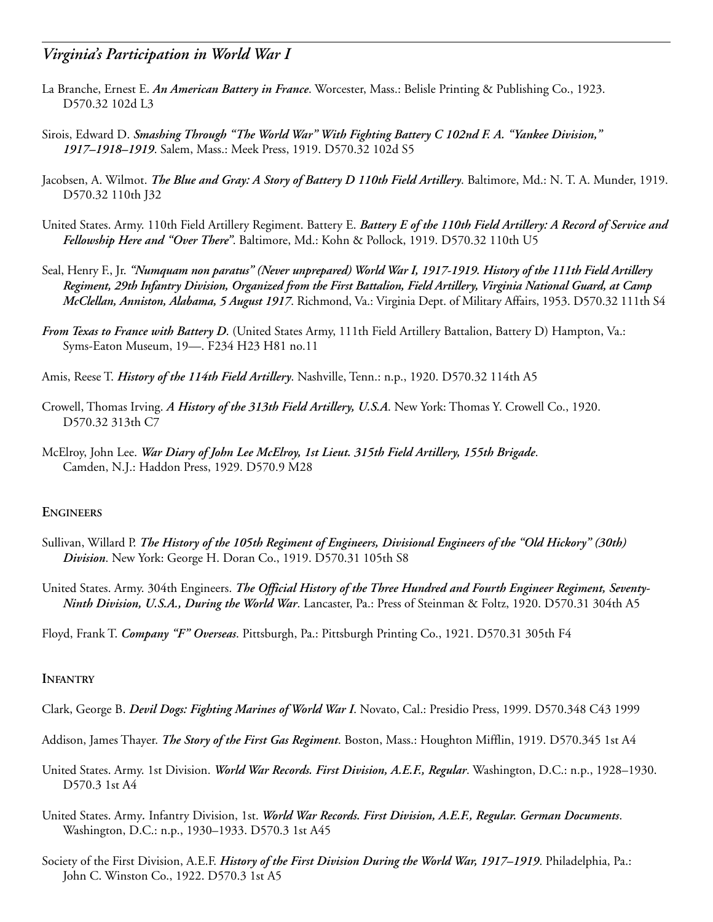La Branche, Ernest E. ***An American Battery in France***. Worcester, Mass.: Belisle Printing & Publishing Co., 1923. D570.32 102d L3

Sirois, Edward D. ***Smashing Through "The World War" With Fighting Battery C 102nd F. A. "Yankee Division," 1917–1918–1919***. Salem, Mass.: Meek Press, 1919. D570.32 102d S5

Jacobsen, A. Wilmot. ***The Blue and Gray: A Story of Battery D 110th Field Artillery***. Baltimore, Md.: N. T. A. Munder, 1919. D570.32 110th J32

United States. Army. 110th Field Artillery Regiment. Battery E. ***Battery E of the 110th Field Artillery: A Record of Service and Fellowship Here and "Over There"***. Baltimore, Md.: Kohn & Pollock, 1919. D570.32 110th U5

Seal, Henry F., Jr. ***"Numquam non paratus" (Never unprepared) World War I, 1917-1919. History of the 111th Field Artillery Regiment, 29th Infantry Division, Organized from the First Battalion, Field Artillery, Virginia National Guard, at Camp McClellan, Anniston, Alabama, 5 August 1917***. Richmond, Va.: Virginia Dept. of Military Affairs, 1953. D570.32 111th S4

***From Texas to France with Battery D***. (United States Army, 111th Field Artillery Battalion, Battery D) Hampton, Va.: Syms-Eaton Museum, 19—. F234 H23 H81 no.11

Amis, Reese T. ***History of the 114th Field Artillery***. Nashville, Tenn.: n.p., 1920. D570.32 114th A5

Crowell, Thomas Irving. ***A History of the 313th Field Artillery, U.S.A.*** New York: Thomas Y. Crowell Co., 1920. D570.32 313th C7

McElroy, John Lee. ***War Diary of John Lee McElroy, 1st Lieut. 315th Field Artillery, 155th Brigade***. Camden, N.J.: Haddon Press, 1929. D570.9 M28

## Engineers

Sullivan, Willard P. ***The History of the 105th Regiment of Engineers, Divisional Engineers of the "Old Hickory" (30th) Division***. New York: George H. Doran Co., 1919. D570.31 105th S8

United States. Army. 304th Engineers. ***The Official History of the Three Hundred and Fourth Engineer Regiment, Seventy-Ninth Division, U.S.A., During the World War***. Lancaster, Pa.: Press of Steinman & Foltz, 1920. D570.31 304th A5

Floyd, Frank T. ***Company "F" Overseas***. Pittsburgh, Pa.: Pittsburgh Printing Co., 1921. D570.31 305th F4

## Infantry

Clark, George B. ***Devil Dogs: Fighting Marines of World War I***. Novato, Cal.: Presidio Press, 1999. D570.348 C43 1999

Addison, James Thayer. ***The Story of the First Gas Regiment***. Boston, Mass.: Houghton Mifflin, 1919. D570.345 1st A4

United States. Army. 1st Division. ***World War Records. First Division, A.E.F., Regular***. Washington, D.C.: n.p., 1928–1930. D570.3 1st A4

United States. Army. Infantry Division, 1st. ***World War Records. First Division, A.E.F., Regular. German Documents***. Washington, D.C.: n.p., 1930–1933. D570.3 1st A45

Society of the First Division, A.E.F. ***History of the First Division During the World War, 1917–1919***. Philadelphia, Pa.: John C. Winston Co., 1922. D570.3 1st A5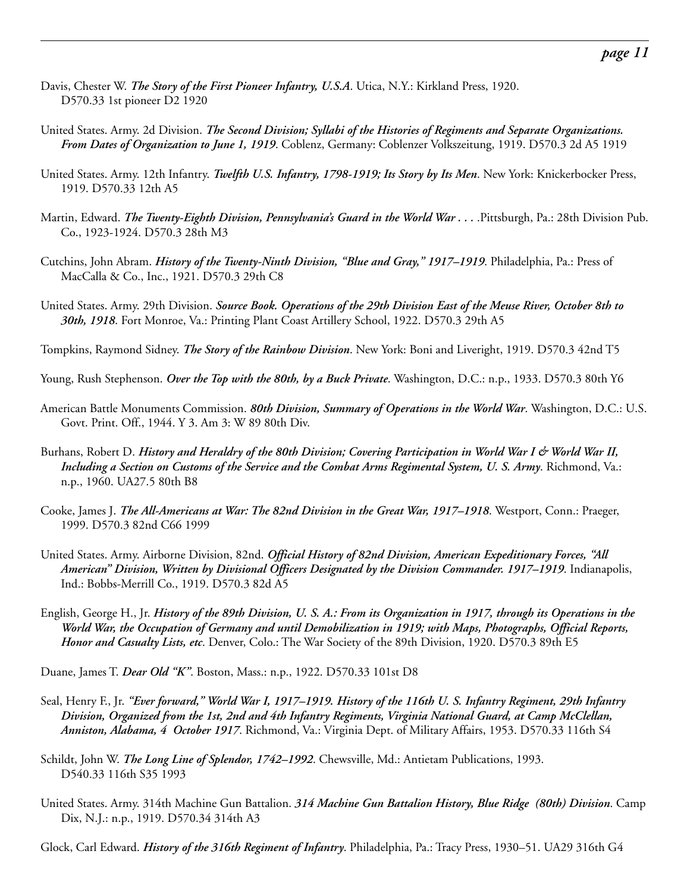Davis, Chester W. ***The Story of the First Pioneer Infantry, U.S.A.*** Utica, N.Y.: Kirkland Press, 1920. D570.33 1st pioneer D2 1920

United States. Army. 2d Division. ***The Second Division; Syllabi of the Histories of Regiments and Separate Organizations. From Dates of Organization to June 1, 1919.*** Coblenz, Germany: Coblenzer Volkszeitung, 1919. D570.3 2d A5 1919

United States. Army. 12th Infantry. ***Twelfth U.S. Infantry, 1798-1919; Its Story by Its Men.*** New York: Knickerbocker Press, 1919. D570.33 12th A5

Martin, Edward. ***The Twenty-Eighth Division, Pennsylvania's Guard in the World War . . .*** .Pittsburgh, Pa.: 28th Division Pub. Co., 1923-1924. D570.3 28th M3

Cutchins, John Abram. ***History of the Twenty-Ninth Division, "Blue and Gray," 1917–1919.*** Philadelphia, Pa.: Press of MacCalla & Co., Inc., 1921. D570.3 29th C8

United States. Army. 29th Division. ***Source Book. Operations of the 29th Division East of the Meuse River, October 8th to 30th, 1918.*** Fort Monroe, Va.: Printing Plant Coast Artillery School, 1922. D570.3 29th A5

Tompkins, Raymond Sidney. ***The Story of the Rainbow Division.*** New York: Boni and Liveright, 1919. D570.3 42nd T5

Young, Rush Stephenson. ***Over the Top with the 80th, by a Buck Private.*** Washington, D.C.: n.p., 1933. D570.3 80th Y6

American Battle Monuments Commission. ***80th Division, Summary of Operations in the World War.*** Washington, D.C.: U.S. Govt. Print. Off., 1944. Y 3. Am 3: W 89 80th Div.

Burhans, Robert D. ***History and Heraldry of the 80th Division; Covering Participation in World War I & World War II, Including a Section on Customs of the Service and the Combat Arms Regimental System, U. S. Army.*** Richmond, Va.: n.p., 1960. UA27.5 80th B8

Cooke, James J. ***The All-Americans at War: The 82nd Division in the Great War, 1917–1918.*** Westport, Conn.: Praeger, 1999. D570.3 82nd C66 1999

United States. Army. Airborne Division, 82nd. ***Official History of 82nd Division, American Expeditionary Forces, "All American" Division, Written by Divisional Officers Designated by the Division Commander. 1917–1919.*** Indianapolis, Ind.: Bobbs-Merrill Co., 1919. D570.3 82d A5

English, George H., Jr. ***History of the 89th Division, U. S. A.: From its Organization in 1917, through its Operations in the World War, the Occupation of Germany and until Demobilization in 1919; with Maps, Photographs, Official Reports, Honor and Casualty Lists, etc.*** Denver, Colo.: The War Society of the 89th Division, 1920. D570.3 89th E5

Duane, James T. ***Dear Old "K".*** Boston, Mass.: n.p., 1922. D570.33 101st D8

Seal, Henry F., Jr. ***"Ever forward," World War I, 1917–1919. History of the 116th U. S. Infantry Regiment, 29th Infantry Division, Organized from the 1st, 2nd and 4th Infantry Regiments, Virginia National Guard, at Camp McClellan, Anniston, Alabama, 4 October 1917.*** Richmond, Va.: Virginia Dept. of Military Affairs, 1953. D570.33 116th S4

Schildt, John W. ***The Long Line of Splendor, 1742–1992.*** Chewsville, Md.: Antietam Publications, 1993. D540.33 116th S35 1993

United States. Army. 314th Machine Gun Battalion. ***314 Machine Gun Battalion History, Blue Ridge (80th) Division.*** Camp Dix, N.J.: n.p., 1919. D570.34 314th A3

Glock, Carl Edward. ***History of the 316th Regiment of Infantry.*** Philadelphia, Pa.: Tracy Press, 1930–51. UA29 316th G4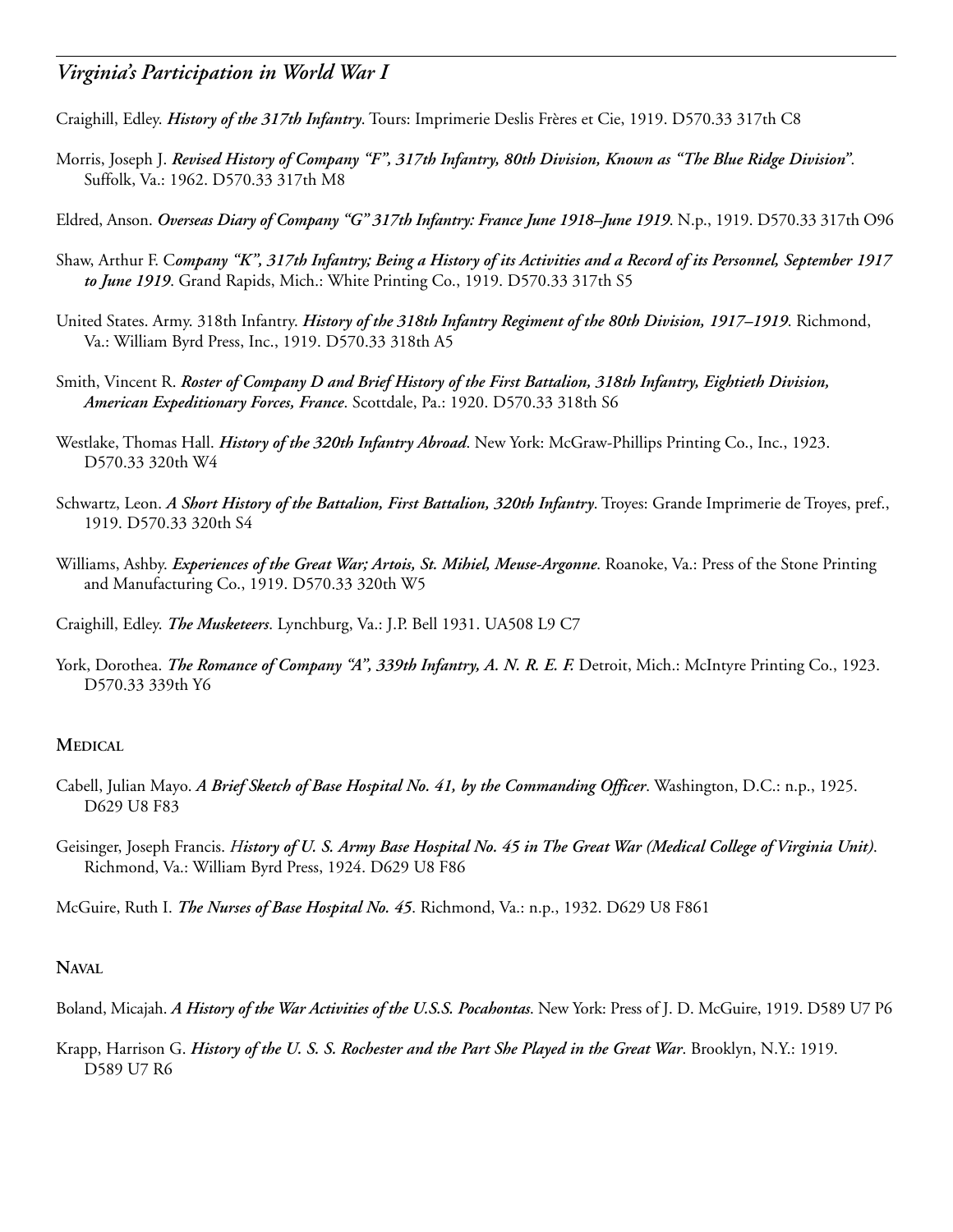Craighill, Edley. ***History of the 317th Infantry***. Tours: Imprimerie Deslis Frères et Cie, 1919. D570.33 317th C8

Morris, Joseph J. ***Revised History of Company "F", 317th Infantry, 80th Division, Known as "The Blue Ridge Division"***. Suffolk, Va.: 1962. D570.33 317th M8

Eldred, Anson. ***Overseas Diary of Company "G" 317th Infantry: France June 1918–June 1919***. N.p., 1919. D570.33 317th O96

Shaw, Arthur F. ***Company "K", 317th Infantry; Being a History of its Activities and a Record of its Personnel, September 1917 to June 1919***. Grand Rapids, Mich.: White Printing Co., 1919. D570.33 317th S5

United States. Army. 318th Infantry. ***History of the 318th Infantry Regiment of the 80th Division, 1917–1919***. Richmond, Va.: William Byrd Press, Inc., 1919. D570.33 318th A5

Smith, Vincent R. ***Roster of Company D and Brief History of the First Battalion, 318th Infantry, Eightieth Division, American Expeditionary Forces, France***. Scottdale, Pa.: 1920. D570.33 318th S6

Westlake, Thomas Hall. ***History of the 320th Infantry Abroad***. New York: McGraw-Phillips Printing Co., Inc., 1923. D570.33 320th W4

Schwartz, Leon. ***A Short History of the Battalion, First Battalion, 320th Infantry***. Troyes: Grande Imprimerie de Troyes, pref., 1919. D570.33 320th S4

Williams, Ashby. ***Experiences of the Great War; Artois, St. Mihiel, Meuse-Argonne***. Roanoke, Va.: Press of the Stone Printing and Manufacturing Co., 1919. D570.33 320th W5

Craighill, Edley. ***The Musketeers***. Lynchburg, Va.: J.P. Bell 1931. UA508 L9 C7

York, Dorothea. ***The Romance of Company "A", 339th Infantry, A. N. R. E. F.*** Detroit, Mich.: McIntyre Printing Co., 1923. D570.33 339th Y6

## Medical

Cabell, Julian Mayo. ***A Brief Sketch of Base Hospital No. 41, by the Commanding Officer***. Washington, D.C.: n.p., 1925. D629 U8 F83

Geisinger, Joseph Francis. ***History of U. S. Army Base Hospital No. 45 in The Great War (Medical College of Virginia Unit)***. Richmond, Va.: William Byrd Press, 1924. D629 U8 F86

McGuire, Ruth I. ***The Nurses of Base Hospital No. 45***. Richmond, Va.: n.p., 1932. D629 U8 F861

## Naval

Boland, Micajah. ***A History of the War Activities of the U.S.S. Pocahontas***. New York: Press of J. D. McGuire, 1919. D589 U7 P6

Krapp, Harrison G. ***History of the U. S. S. Rochester and the Part She Played in the Great War***. Brooklyn, N.Y.: 1919. D589 U7 R6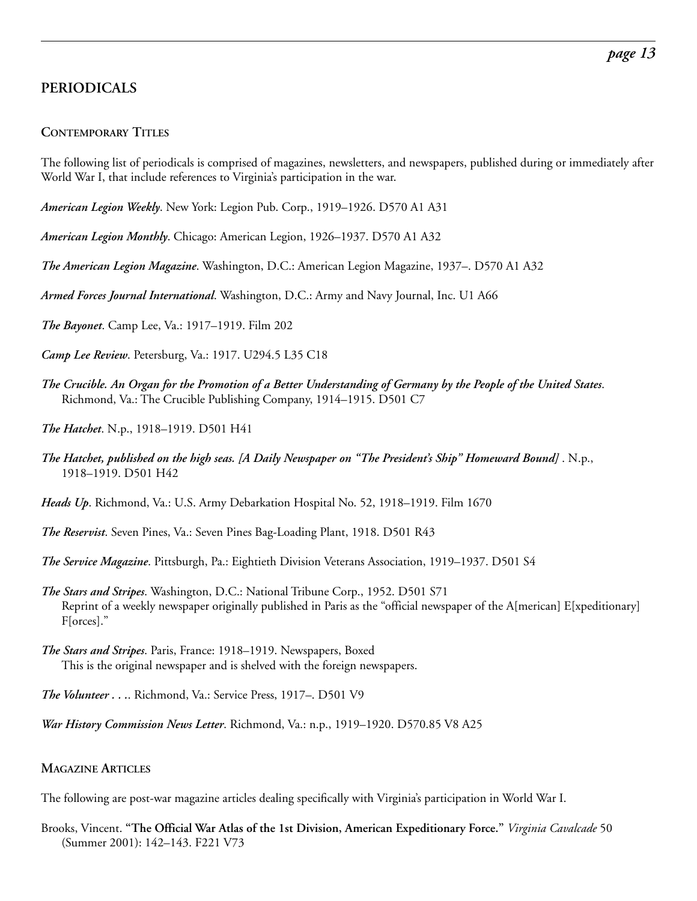## PERIODICALS

### Contemporary Titles

The following list of periodicals is comprised of magazines, newsletters, and newspapers, published during or immediately after World War I, that include references to Virginia's participation in the war.

***American Legion Weekly***. New York: Legion Pub. Corp., 1919–1926. D570 A1 A31

***American Legion Monthly***. Chicago: American Legion, 1926–1937. D570 A1 A32

***The American Legion Magazine***. Washington, D.C.: American Legion Magazine, 1937–. D570 A1 A32

***Armed Forces Journal International***. Washington, D.C.: Army and Navy Journal, Inc. U1 A66

***The Bayonet***. Camp Lee, Va.: 1917–1919. Film 202

***Camp Lee Review***. Petersburg, Va.: 1917. U294.5 L35 C18

***The Crucible. An Organ for the Promotion of a Better Understanding of Germany by the People of the United States***. Richmond, Va.: The Crucible Publishing Company, 1914–1915. D501 C7

***The Hatchet***. N.p., 1918–1919. D501 H41

***The Hatchet, published on the high seas. [A Daily Newspaper on "The President's Ship" Homeward Bound]*** . N.p., 1918–1919. D501 H42

***Heads Up***. Richmond, Va.: U.S. Army Debarkation Hospital No. 52, 1918–1919. Film 1670

***The Reservist***. Seven Pines, Va.: Seven Pines Bag-Loading Plant, 1918. D501 R43

***The Service Magazine***. Pittsburgh, Pa.: Eightieth Division Veterans Association, 1919–1937. D501 S4

***The Stars and Stripes***. Washington, D.C.: National Tribune Corp., 1952. D501 S71
Reprint of a weekly newspaper originally published in Paris as the "official newspaper of the A[merican] E[xpeditionary] F[orces]."

***The Stars and Stripes***. Paris, France: 1918–1919. Newspapers, Boxed
This is the original newspaper and is shelved with the foreign newspapers.

***The Volunteer . . .*** . Richmond, Va.: Service Press, 1917–. D501 V9

***War History Commission News Letter***. Richmond, Va.: n.p., 1919–1920. D570.85 V8 A25

### Magazine Articles

The following are post-war magazine articles dealing specifically with Virginia's participation in World War I.

Brooks, Vincent. **"The Official War Atlas of the 1st Division, American Expeditionary Force."** *Virginia Cavalcade* 50 (Summer 2001): 142–143. F221 V73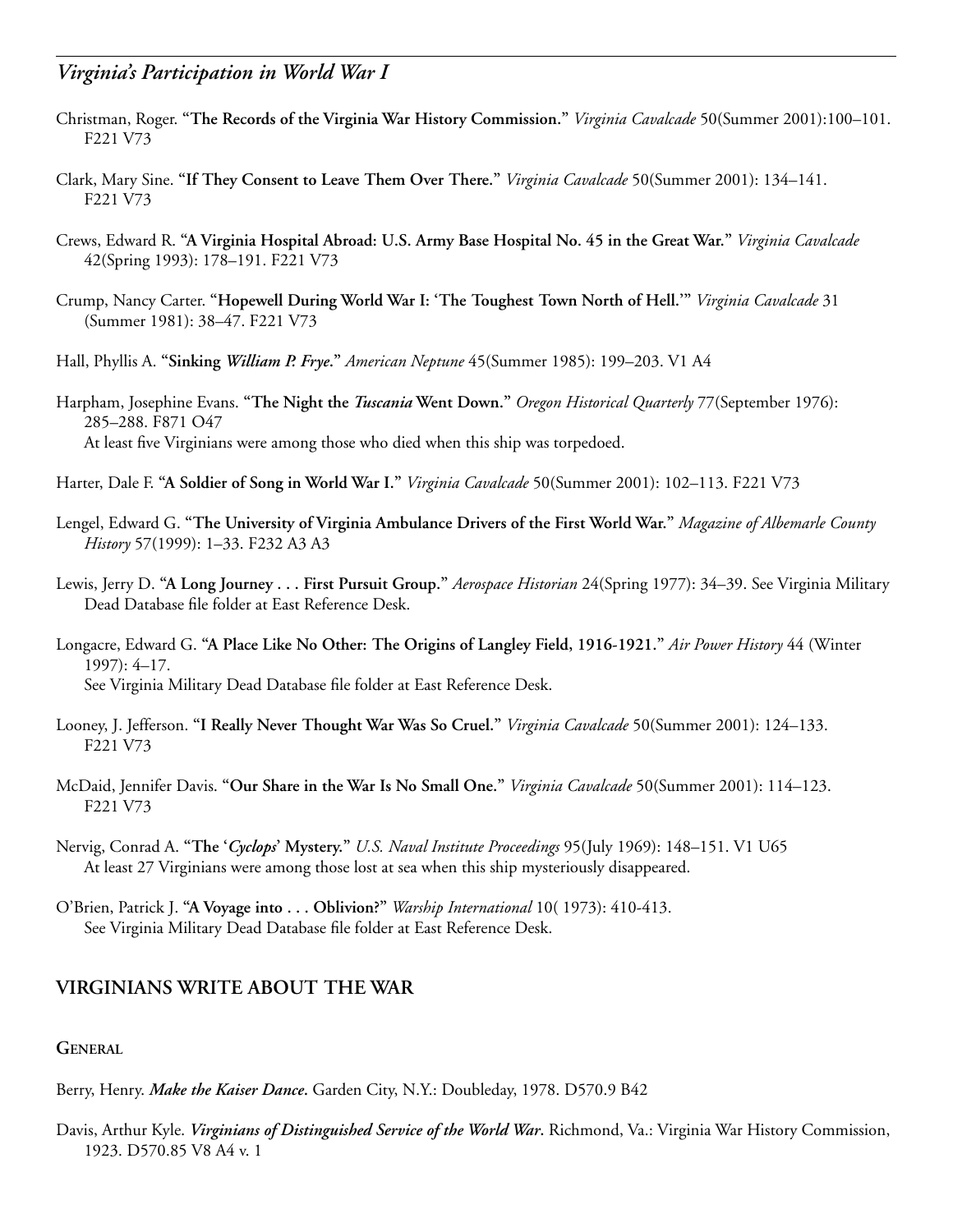Christman, Roger. "**The Records of the Virginia War History Commission.**" *Virginia Cavalcade* 50(Summer 2001):100–101. F221 V73

Clark, Mary Sine. "**If They Consent to Leave Them Over There.**" *Virginia Cavalcade* 50(Summer 2001): 134–141. F221 V73

Crews, Edward R. "**A Virginia Hospital Abroad: U.S. Army Base Hospital No. 45 in the Great War.**" *Virginia Cavalcade* 42(Spring 1993): 178–191. F221 V73

Crump, Nancy Carter. "**Hopewell During World War I: 'The Toughest Town North of Hell.'**" *Virginia Cavalcade* 31 (Summer 1981): 38–47. F221 V73

Hall, Phyllis A. "**Sinking *William P. Frye*.**" *American Neptune* 45(Summer 1985): 199–203. V1 A4

Harpham, Josephine Evans. "**The Night the *Tuscania* Went Down.**" *Oregon Historical Quarterly* 77(September 1976): 285–288. F871 O47
At least five Virginians were among those who died when this ship was torpedoed.

Harter, Dale F. "**A Soldier of Song in World War I.**" *Virginia Cavalcade* 50(Summer 2001): 102–113. F221 V73

Lengel, Edward G. "**The University of Virginia Ambulance Drivers of the First World War.**" *Magazine of Albemarle County History* 57(1999): 1–33. F232 A3 A3

Lewis, Jerry D. "**A Long Journey . . . First Pursuit Group.**" *Aerospace Historian* 24(Spring 1977): 34–39. See Virginia Military Dead Database file folder at East Reference Desk.

Longacre, Edward G. "**A Place Like No Other: The Origins of Langley Field, 1916-1921.**" *Air Power History* 44 (Winter 1997): 4–17.
See Virginia Military Dead Database file folder at East Reference Desk.

Looney, J. Jefferson. "**I Really Never Thought War Was So Cruel.**" *Virginia Cavalcade* 50(Summer 2001): 124–133. F221 V73

McDaid, Jennifer Davis. "**Our Share in the War Is No Small One.**" *Virginia Cavalcade* 50(Summer 2001): 114–123. F221 V73

Nervig, Conrad A. "**The '*Cyclops*' Mystery.**" *U.S. Naval Institute Proceedings* 95(July 1969): 148–151. V1 U65
At least 27 Virginians were among those lost at sea when this ship mysteriously disappeared.

O'Brien, Patrick J. "**A Voyage into . . . Oblivion?**" *Warship International* 10( 1973): 410-413.
See Virginia Military Dead Database file folder at East Reference Desk.

## VIRGINIANS WRITE ABOUT THE WAR

### General

Berry, Henry. ***Make the Kaiser Dance*.** Garden City, N.Y.: Doubleday, 1978. D570.9 B42

Davis, Arthur Kyle. ***Virginians of Distinguished Service of the World War*.** Richmond, Va.: Virginia War History Commission, 1923. D570.85 V8 A4 v. 1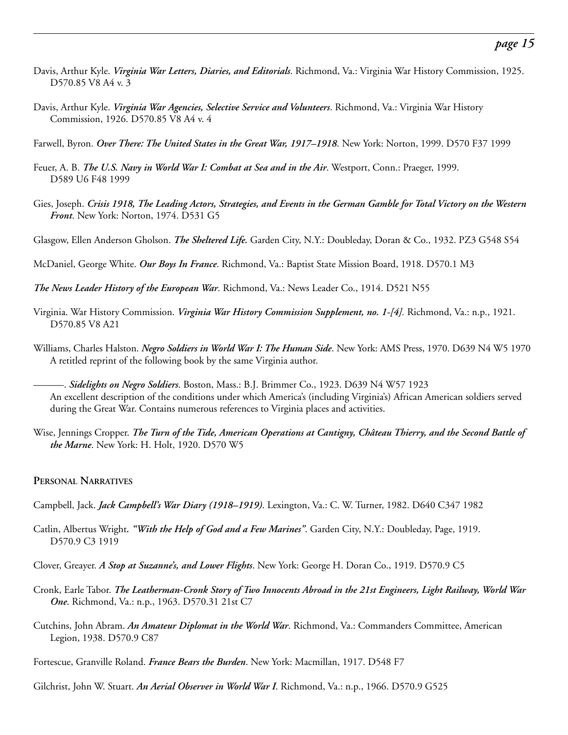Davis, Arthur Kyle. ***Virginia War Letters, Diaries, and Editorials***. Richmond, Va.: Virginia War History Commission, 1925. D570.85 V8 A4 v. 3

Davis, Arthur Kyle. ***Virginia War Agencies, Selective Service and Volunteers***. Richmond, Va.: Virginia War History Commission, 1926. D570.85 V8 A4 v. 4

Farwell, Byron. ***Over There: The United States in the Great War, 1917–1918***. New York: Norton, 1999. D570 F37 1999

Feuer, A. B. ***The U.S. Navy in World War I: Combat at Sea and in the Air***. Westport, Conn.: Praeger, 1999. D589 U6 F48 1999

Gies, Joseph. ***Crisis 1918, The Leading Actors, Strategies, and Events in the German Gamble for Total Victory on the Western Front***. New York: Norton, 1974. D531 G5

Glasgow, Ellen Anderson Gholson. ***The Sheltered Life.*** Garden City, N.Y.: Doubleday, Doran & Co., 1932. PZ3 G548 S54

McDaniel, George White. ***Our Boys In France***. Richmond, Va.: Baptist State Mission Board, 1918. D570.1 M3

***The News Leader History of the European War***. Richmond, Va.: News Leader Co., 1914. D521 N55

Virginia. War History Commission. ***Virginia War History Commission Supplement, no. 1-[4].*** Richmond, Va.: n.p., 1921. D570.85 V8 A21

Williams, Charles Halston. ***Negro Soldiers in World War I: The Human Side***. New York: AMS Press, 1970. D639 N4 W5 1970
A retitled reprint of the following book by the same Virginia author.

———. ***Sidelights on Negro Soldiers***. Boston, Mass.: B.J. Brimmer Co., 1923. D639 N4 W57 1923
An excellent description of the conditions under which America's (including Virginia's) African American soldiers served during the Great War. Contains numerous references to Virginia places and activities.

Wise, Jennings Cropper. ***The Turn of the Tide, American Operations at Cantigny, Château Thierry, and the Second Battle of the Marne***. New York: H. Holt, 1920. D570 W5

## Personal Narratives

Campbell, Jack. ***Jack Campbell's War Diary (1918–1919)***. Lexington, Va.: C. W. Turner, 1982. D640 C347 1982

Catlin, Albertus Wright. ***"With the Help of God and a Few Marines"***. Garden City, N.Y.: Doubleday, Page, 1919. D570.9 C3 1919

Clover, Greayer. ***A Stop at Suzanne's, and Lower Flights***. New York: George H. Doran Co., 1919. D570.9 C5

Cronk, Earle Tabor. ***The Leatherman-Cronk Story of Two Innocents Abroad in the 21st Engineers, Light Railway, World War One***. Richmond, Va.: n.p., 1963. D570.31 21st C7

Cutchins, John Abram. ***An Amateur Diplomat in the World War***. Richmond, Va.: Commanders Committee, American Legion, 1938. D570.9 C87

Fortescue, Granville Roland. ***France Bears the Burden***. New York: Macmillan, 1917. D548 F7

Gilchrist, John W. Stuart. ***An Aerial Observer in World War I***. Richmond, Va.: n.p., 1966. D570.9 G525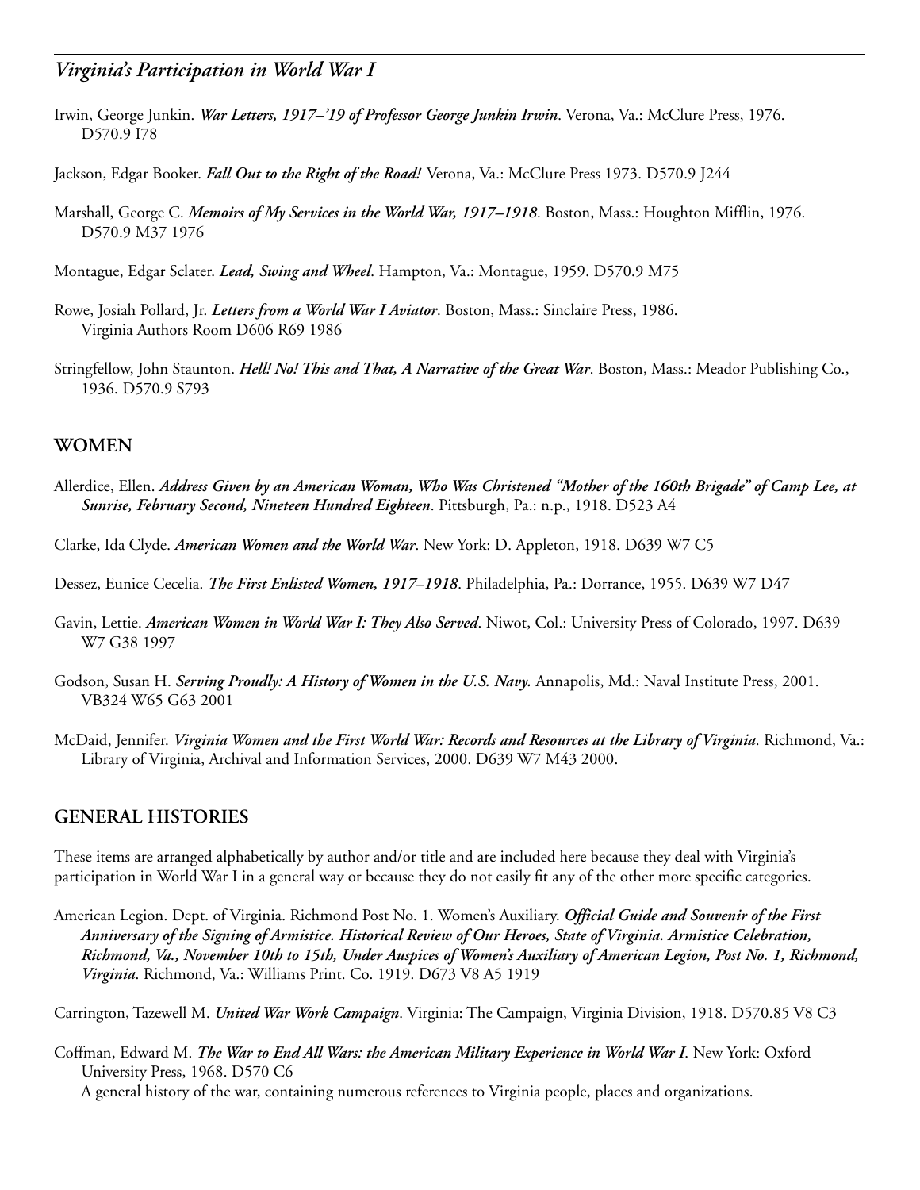Irwin, George Junkin. ***War Letters, 1917–'19 of Professor George Junkin Irwin***. Verona, Va.: McClure Press, 1976. D570.9 I78

Jackson, Edgar Booker. ***Fall Out to the Right of the Road!*** Verona, Va.: McClure Press 1973. D570.9 J244

Marshall, George C. ***Memoirs of My Services in the World War, 1917–1918***. Boston, Mass.: Houghton Mifflin, 1976. D570.9 M37 1976

Montague, Edgar Sclater. ***Lead, Swing and Wheel***. Hampton, Va.: Montague, 1959. D570.9 M75

Rowe, Josiah Pollard, Jr. ***Letters from a World War I Aviator***. Boston, Mass.: Sinclaire Press, 1986. Virginia Authors Room D606 R69 1986

Stringfellow, John Staunton. ***Hell! No! This and That, A Narrative of the Great War***. Boston, Mass.: Meador Publishing Co., 1936. D570.9 S793

## WOMEN

Allerdice, Ellen. ***Address Given by an American Woman, Who Was Christened "Mother of the 160th Brigade" of Camp Lee, at Sunrise, February Second, Nineteen Hundred Eighteen***. Pittsburgh, Pa.: n.p., 1918. D523 A4

Clarke, Ida Clyde. ***American Women and the World War***. New York: D. Appleton, 1918. D639 W7 C5

Dessez, Eunice Cecelia. ***The First Enlisted Women, 1917–1918***. Philadelphia, Pa.: Dorrance, 1955. D639 W7 D47

Gavin, Lettie. ***American Women in World War I: They Also Served***. Niwot, Col.: University Press of Colorado, 1997. D639 W7 G38 1997

Godson, Susan H. ***Serving Proudly: A History of Women in the U.S. Navy***. Annapolis, Md.: Naval Institute Press, 2001. VB324 W65 G63 2001

McDaid, Jennifer. ***Virginia Women and the First World War: Records and Resources at the Library of Virginia***. Richmond, Va.: Library of Virginia, Archival and Information Services, 2000. D639 W7 M43 2000.

## GENERAL HISTORIES

These items are arranged alphabetically by author and/or title and are included here because they deal with Virginia's participation in World War I in a general way or because they do not easily fit any of the other more specific categories.

American Legion. Dept. of Virginia. Richmond Post No. 1. Women's Auxiliary. ***Official Guide and Souvenir of the First Anniversary of the Signing of Armistice. Historical Review of Our Heroes, State of Virginia. Armistice Celebration, Richmond, Va., November 10th to 15th, Under Auspices of Women's Auxiliary of American Legion, Post No. 1, Richmond, Virginia***. Richmond, Va.: Williams Print. Co. 1919. D673 V8 A5 1919

Carrington, Tazewell M. ***United War Work Campaign***. Virginia: The Campaign, Virginia Division, 1918. D570.85 V8 C3

Coffman, Edward M. ***The War to End All Wars: the American Military Experience in World War I***. New York: Oxford University Press, 1968. D570 C6
A general history of the war, containing numerous references to Virginia people, places and organizations.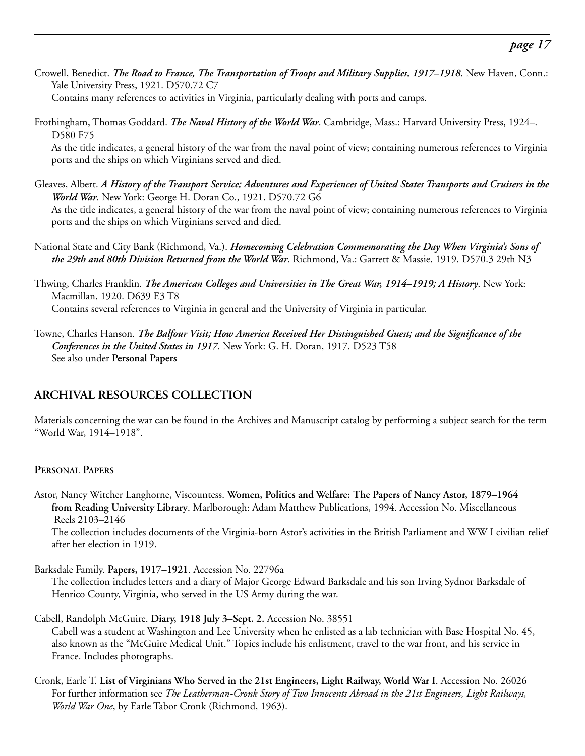Crowell, Benedict. ***The Road to France, The Transportation of Troops and Military Supplies, 1917–1918***. New Haven, Conn.: Yale University Press, 1921. D570.72 C7
Contains many references to activities in Virginia, particularly dealing with ports and camps.

Frothingham, Thomas Goddard. ***The Naval History of the World War***. Cambridge, Mass.: Harvard University Press, 1924–. D580 F75
As the title indicates, a general history of the war from the naval point of view; containing numerous references to Virginia ports and the ships on which Virginians served and died.

Gleaves, Albert. ***A History of the Transport Service; Adventures and Experiences of United States Transports and Cruisers in the World War***. New York: George H. Doran Co., 1921. D570.72 G6
As the title indicates, a general history of the war from the naval point of view; containing numerous references to Virginia ports and the ships on which Virginians served and died.

National State and City Bank (Richmond, Va.). ***Homecoming Celebration Commemorating the Day When Virginia's Sons of the 29th and 80th Division Returned from the World War***. Richmond, Va.: Garrett & Massie, 1919. D570.3 29th N3

Thwing, Charles Franklin. ***The American Colleges and Universities in The Great War, 1914–1919; A History***. New York: Macmillan, 1920. D639 E3 T8
Contains several references to Virginia in general and the University of Virginia in particular.

Towne, Charles Hanson. ***The Balfour Visit; How America Received Her Distinguished Guest; and the Significance of the Conferences in the United States in 1917***. New York: G. H. Doran, 1917. D523 T58
See also under **Personal Papers**

## ARCHIVAL RESOURCES COLLECTION

Materials concerning the war can be found in the Archives and Manuscript catalog by performing a subject search for the term "World War, 1914–1918".

### Personal Papers

Astor, Nancy Witcher Langhorne, Viscountess. **Women, Politics and Welfare: The Papers of Nancy Astor, 1879–1964 from Reading University Library**. Marlborough: Adam Matthew Publications, 1994. Accession No. Miscellaneous Reels 2103–2146
The collection includes documents of the Virginia-born Astor's activities in the British Parliament and WW I civilian relief after her election in 1919.

Barksdale Family. **Papers, 1917–1921**. Accession No. 22796a
The collection includes letters and a diary of Major George Edward Barksdale and his son Irving Sydnor Barksdale of Henrico County, Virginia, who served in the US Army during the war.

Cabell, Randolph McGuire. **Diary, 1918 July 3–Sept. 2.** Accession No. 38551
Cabell was a student at Washington and Lee University when he enlisted as a lab technician with Base Hospital No. 45, also known as the "McGuire Medical Unit." Topics include his enlistment, travel to the war front, and his service in France. Includes photographs.

Cronk, Earle T. **List of Virginians Who Served in the 21st Engineers, Light Railway, World War I**. Accession No. 26026
For further information see *The Leatherman-Cronk Story of Two Innocents Abroad in the 21st Engineers, Light Railways, World War One*, by Earle Tabor Cronk (Richmond, 1963).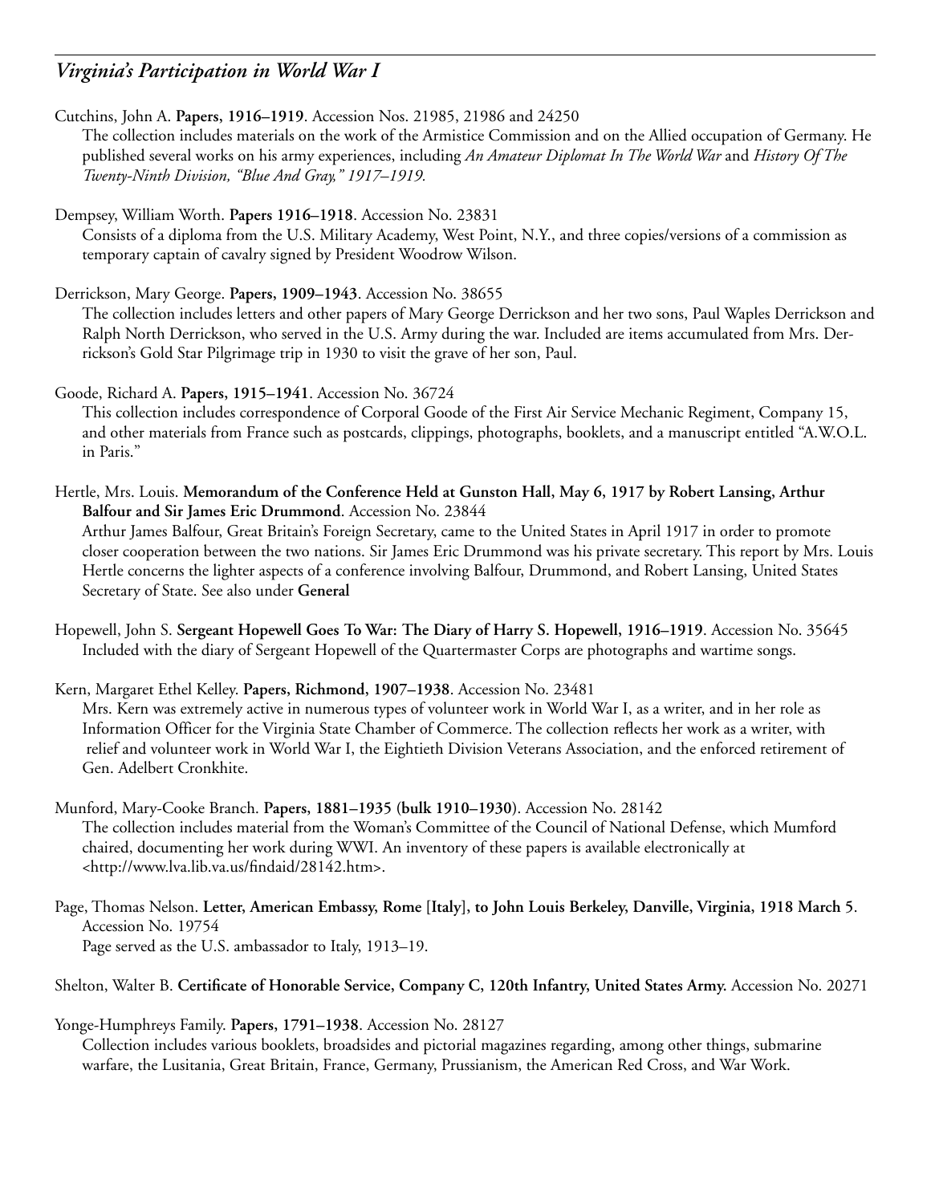## *Virginia's Participation in World War I*

Cutchins, John A. **Papers, 1916–1919**. Accession Nos. 21985, 21986 and 24250

The collection includes materials on the work of the Armistice Commission and on the Allied occupation of Germany. He published several works on his army experiences, including *An Amateur Diplomat In The World War* and *History Of The Twenty-Ninth Division, "Blue And Gray," 1917–1919.*

Dempsey, William Worth. **Papers 1916–1918**. Accession No. 23831

Consists of a diploma from the U.S. Military Academy, West Point, N.Y., and three copies/versions of a commission as temporary captain of cavalry signed by President Woodrow Wilson.

Derrickson, Mary George. **Papers, 1909–1943**. Accession No. 38655

The collection includes letters and other papers of Mary George Derrickson and her two sons, Paul Waples Derrickson and Ralph North Derrickson, who served in the U.S. Army during the war. Included are items accumulated from Mrs. Derrickson's Gold Star Pilgrimage trip in 1930 to visit the grave of her son, Paul.

Goode, Richard A. **Papers, 1915–1941**. Accession No. 36724

This collection includes correspondence of Corporal Goode of the First Air Service Mechanic Regiment, Company 15, and other materials from France such as postcards, clippings, photographs, booklets, and a manuscript entitled "A.W.O.L. in Paris."

Hertle, Mrs. Louis. **Memorandum of the Conference Held at Gunston Hall, May 6, 1917 by Robert Lansing, Arthur Balfour and Sir James Eric Drummond**. Accession No. 23844

Arthur James Balfour, Great Britain's Foreign Secretary, came to the United States in April 1917 in order to promote closer cooperation between the two nations. Sir James Eric Drummond was his private secretary. This report by Mrs. Louis Hertle concerns the lighter aspects of a conference involving Balfour, Drummond, and Robert Lansing, United States Secretary of State. See also under **General**

Hopewell, John S. **Sergeant Hopewell Goes To War: The Diary of Harry S. Hopewell, 1916–1919**. Accession No. 35645

Included with the diary of Sergeant Hopewell of the Quartermaster Corps are photographs and wartime songs.

Kern, Margaret Ethel Kelley. **Papers, Richmond, 1907–1938**. Accession No. 23481

Mrs. Kern was extremely active in numerous types of volunteer work in World War I, as a writer, and in her role as Information Officer for the Virginia State Chamber of Commerce. The collection reflects her work as a writer, with relief and volunteer work in World War I, the Eightieth Division Veterans Association, and the enforced retirement of Gen. Adelbert Cronkhite.

Munford, Mary-Cooke Branch. **Papers, 1881–1935 (bulk 1910–1930)**. Accession No. 28142

The collection includes material from the Woman's Committee of the Council of National Defense, which Munford chaired, documenting her work during WWI. An inventory of these papers is available electronically at <http://www.lva.lib.va.us/findaid/28142.htm>.

Page, Thomas Nelson. **Letter, American Embassy, Rome [Italy], to John Louis Berkeley, Danville, Virginia, 1918 March 5**. Accession No. 19754

Page served as the U.S. ambassador to Italy, 1913–19.

Shelton, Walter B. **Certificate of Honorable Service, Company C, 120th Infantry, United States Army.** Accession No. 20271

Yonge-Humphreys Family. **Papers, 1791–1938**. Accession No. 28127

Collection includes various booklets, broadsides and pictorial magazines regarding, among other things, submarine warfare, the Lusitania, Great Britain, France, Germany, Prussianism, the American Red Cross, and War Work.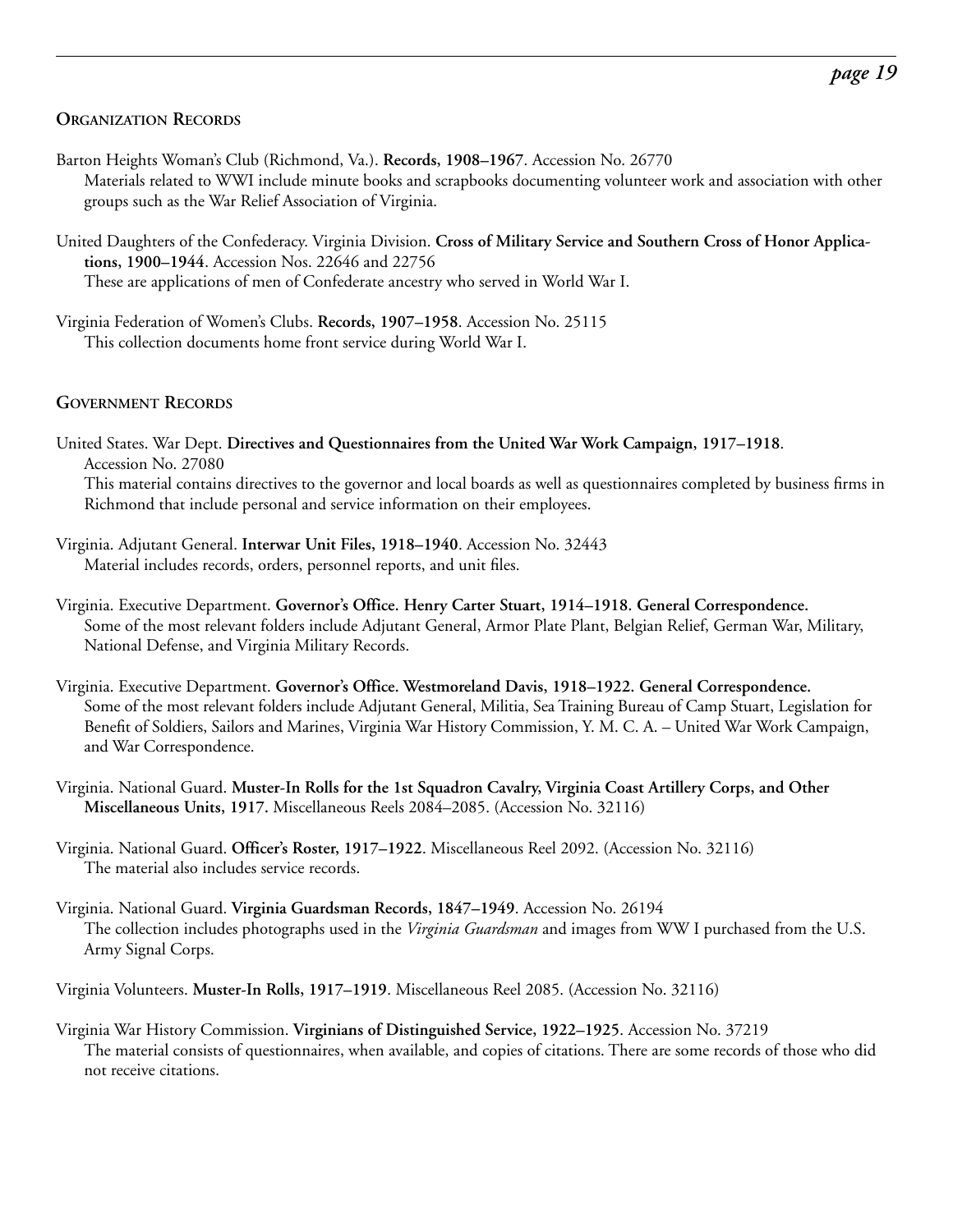## Organization Records

Barton Heights Woman's Club (Richmond, Va.). **Records, 1908–1967**. Accession No. 26770
Materials related to WWI include minute books and scrapbooks documenting volunteer work and association with other groups such as the War Relief Association of Virginia.

United Daughters of the Confederacy. Virginia Division. **Cross of Military Service and Southern Cross of Honor Applications, 1900–1944**. Accession Nos. 22646 and 22756
These are applications of men of Confederate ancestry who served in World War I.

Virginia Federation of Women's Clubs. **Records, 1907–1958**. Accession No. 25115
This collection documents home front service during World War I.

## Government Records

United States. War Dept. **Directives and Questionnaires from the United War Work Campaign, 1917–1918**. Accession No. 27080
This material contains directives to the governor and local boards as well as questionnaires completed by business firms in Richmond that include personal and service information on their employees.

Virginia. Adjutant General. **Interwar Unit Files, 1918–1940**. Accession No. 32443
Material includes records, orders, personnel reports, and unit files.

Virginia. Executive Department. **Governor's Office. Henry Carter Stuart, 1914–1918. General Correspondence.**
Some of the most relevant folders include Adjutant General, Armor Plate Plant, Belgian Relief, German War, Military, National Defense, and Virginia Military Records.

Virginia. Executive Department. **Governor's Office. Westmoreland Davis, 1918–1922. General Correspondence.**
Some of the most relevant folders include Adjutant General, Militia, Sea Training Bureau of Camp Stuart, Legislation for Benefit of Soldiers, Sailors and Marines, Virginia War History Commission, Y. M. C. A. – United War Work Campaign, and War Correspondence.

Virginia. National Guard. **Muster-In Rolls for the 1st Squadron Cavalry, Virginia Coast Artillery Corps, and Other Miscellaneous Units, 1917.** Miscellaneous Reels 2084–2085. (Accession No. 32116)

Virginia. National Guard. **Officer's Roster, 1917–1922**. Miscellaneous Reel 2092. (Accession No. 32116)
The material also includes service records.

Virginia. National Guard. **Virginia Guardsman Records, 1847–1949**. Accession No. 26194
The collection includes photographs used in the *Virginia Guardsman* and images from WW I purchased from the U.S. Army Signal Corps.

Virginia Volunteers. **Muster-In Rolls, 1917–1919**. Miscellaneous Reel 2085. (Accession No. 32116)

Virginia War History Commission. **Virginians of Distinguished Service, 1922–1925**. Accession No. 37219
The material consists of questionnaires, when available, and copies of citations. There are some records of those who did not receive citations.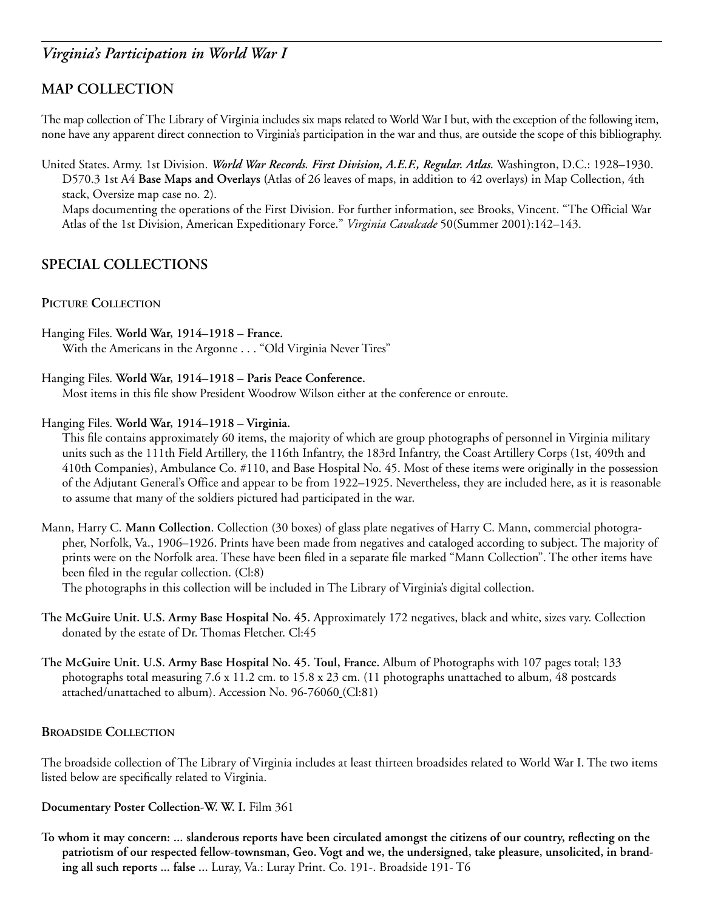## MAP COLLECTION

The map collection of The Library of Virginia includes six maps related to World War I but, with the exception of the following item, none have any apparent direct connection to Virginia's participation in the war and thus, are outside the scope of this bibliography.

United States. Army. 1st Division. ***World War Records. First Division, A.E.F., Regular. Atlas.*** Washington, D.C.: 1928–1930. D570.3 1st A4 **Base Maps and Overlays** (Atlas of 26 leaves of maps, in addition to 42 overlays) in Map Collection, 4th stack, Oversize map case no. 2).
Maps documenting the operations of the First Division. For further information, see Brooks, Vincent. "The Official War Atlas of the 1st Division, American Expeditionary Force." *Virginia Cavalcade* 50(Summer 2001):142–143.

## SPECIAL COLLECTIONS

### Picture Collection

Hanging Files. **World War, 1914–1918 – France.**
With the Americans in the Argonne . . . "Old Virginia Never Tires"

Hanging Files. **World War, 1914–1918 – Paris Peace Conference.**
Most items in this file show President Woodrow Wilson either at the conference or enroute.

Hanging Files. **World War, 1914–1918 – Virginia.**
This file contains approximately 60 items, the majority of which are group photographs of personnel in Virginia military units such as the 111th Field Artillery, the 116th Infantry, the 183rd Infantry, the Coast Artillery Corps (1st, 409th and 410th Companies), Ambulance Co. #110, and Base Hospital No. 45. Most of these items were originally in the possession of the Adjutant General's Office and appear to be from 1922–1925. Nevertheless, they are included here, as it is reasonable to assume that many of the soldiers pictured had participated in the war.

Mann, Harry C. **Mann Collection**. Collection (30 boxes) of glass plate negatives of Harry C. Mann, commercial photographer, Norfolk, Va., 1906–1926. Prints have been made from negatives and cataloged according to subject. The majority of prints were on the Norfolk area. These have been filed in a separate file marked "Mann Collection". The other items have been filed in the regular collection. (Cl:8)
The photographs in this collection will be included in The Library of Virginia's digital collection.

**The McGuire Unit. U.S. Army Base Hospital No. 45.** Approximately 172 negatives, black and white, sizes vary. Collection donated by the estate of Dr. Thomas Fletcher. Cl:45

**The McGuire Unit. U.S. Army Base Hospital No. 45. Toul, France.** Album of Photographs with 107 pages total; 133 photographs total measuring 7.6 x 11.2 cm. to 15.8 x 23 cm. (11 photographs unattached to album, 48 postcards attached/unattached to album). Accession No. 96-76060 (Cl:81)

### Broadside Collection

The broadside collection of The Library of Virginia includes at least thirteen broadsides related to World War I. The two items listed below are specifically related to Virginia.

**Documentary Poster Collection-W. W. I.** Film 361

**To whom it may concern: ... slanderous reports have been circulated amongst the citizens of our country, reflecting on the patriotism of our respected fellow-townsman, Geo. Vogt and we, the undersigned, take pleasure, unsolicited, in branding all such reports ... false ...** Luray, Va.: Luray Print. Co. 191-. Broadside 191- T6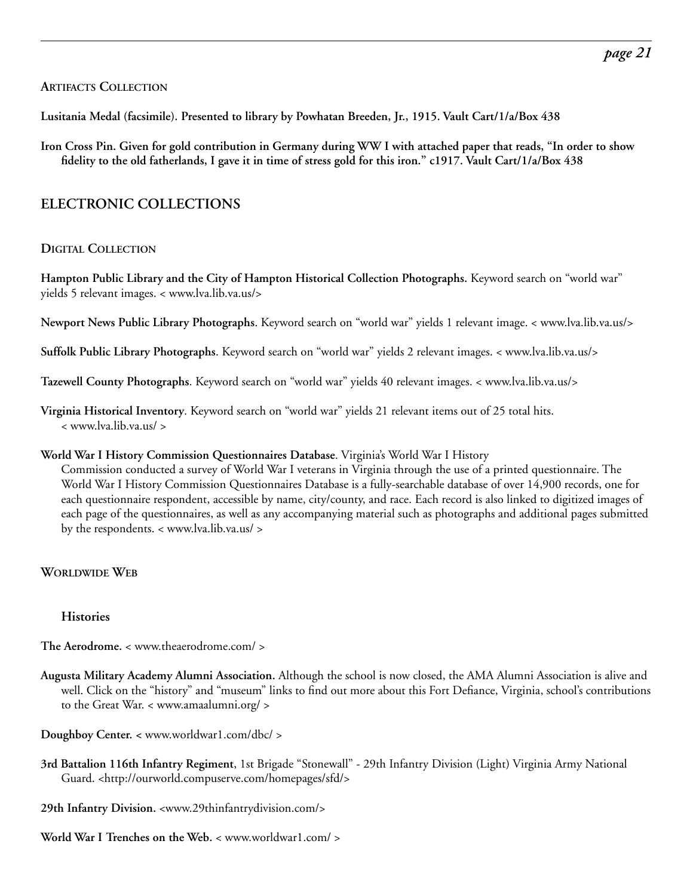### Artifacts Collection

**Lusitania Medal (facsimile). Presented to library by Powhatan Breeden, Jr., 1915. Vault Cart/1/a/Box 438**

**Iron Cross Pin. Given for gold contribution in Germany during WW I with attached paper that reads, "In order to show fidelity to the old fatherlands, I gave it in time of stress gold for this iron." c1917. Vault Cart/1/a/Box 438**

## ELECTRONIC COLLECTIONS

### Digital Collection

**Hampton Public Library and the City of Hampton Historical Collection Photographs.** Keyword search on "world war" yields 5 relevant images. < www.lva.lib.va.us/>

**Newport News Public Library Photographs**. Keyword search on "world war" yields 1 relevant image. < www.lva.lib.va.us/>

**Suffolk Public Library Photographs**. Keyword search on "world war" yields 2 relevant images. < www.lva.lib.va.us/>

**Tazewell County Photographs**. Keyword search on "world war" yields 40 relevant images. < www.lva.lib.va.us/>

**Virginia Historical Inventory**. Keyword search on "world war" yields 21 relevant items out of 25 total hits. < www.lva.lib.va.us/ >

**World War I History Commission Questionnaires Database**. Virginia's World War I History Commission conducted a survey of World War I veterans in Virginia through the use of a printed questionnaire. The World War I History Commission Questionnaires Database is a fully-searchable database of over 14,900 records, one for each questionnaire respondent, accessible by name, city/county, and race. Each record is also linked to digitized images of each page of the questionnaires, as well as any accompanying material such as photographs and additional pages submitted by the respondents. < www.lva.lib.va.us/ >

### Worldwide Web

#### Histories

**The Aerodrome.** < www.theaerodrome.com/ >

**Augusta Military Academy Alumni Association.** Although the school is now closed, the AMA Alumni Association is alive and well. Click on the "history" and "museum" links to find out more about this Fort Defiance, Virginia, school's contributions to the Great War. < www.amaalumni.org/ >

**Doughboy Center. <** www.worldwar1.com/dbc/ >

**3rd Battalion 116th Infantry Regiment**, 1st Brigade "Stonewall" - 29th Infantry Division (Light) Virginia Army National Guard. <http://ourworld.compuserve.com/homepages/sfd/>

**29th Infantry Division.** <www.29thinfantrydivision.com/>

**World War I Trenches on the Web.** < www.worldwar1.com/ >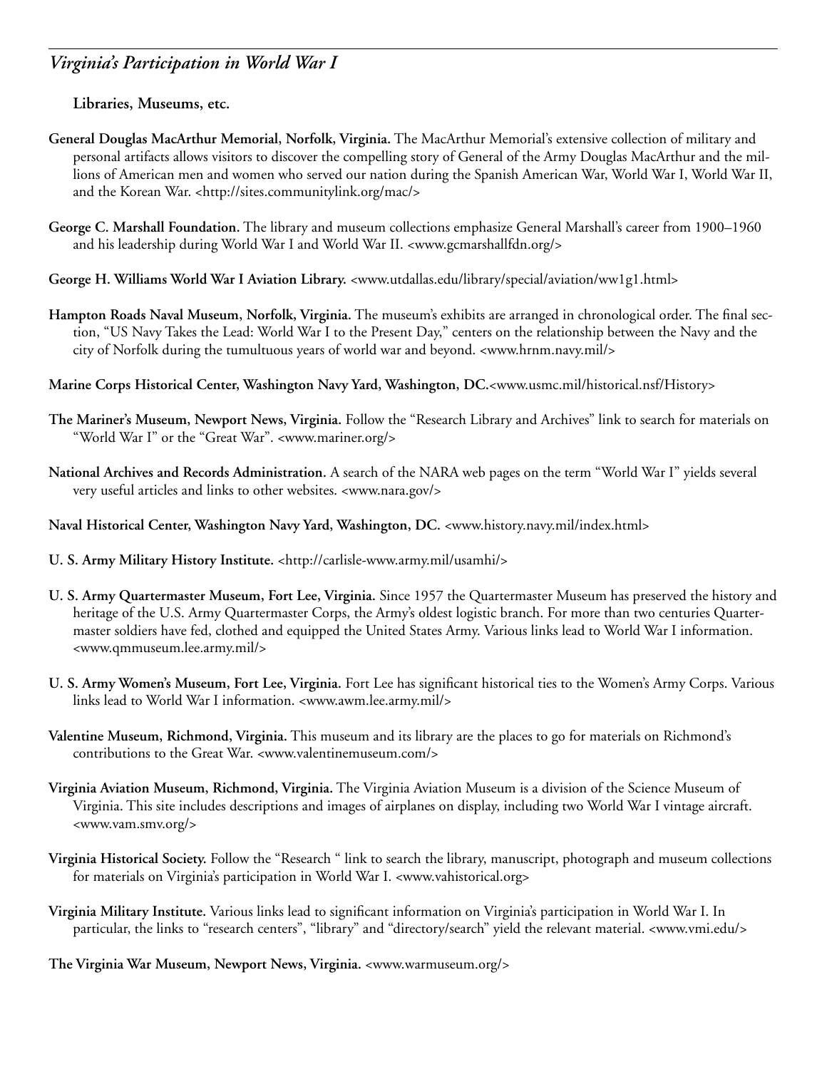**Libraries, Museums, etc.**

**General Douglas MacArthur Memorial, Norfolk, Virginia.** The MacArthur Memorial's extensive collection of military and personal artifacts allows visitors to discover the compelling story of General of the Army Douglas MacArthur and the millions of American men and women who served our nation during the Spanish American War, World War I, World War II, and the Korean War. <http://sites.communitylink.org/mac/>

**George C. Marshall Foundation.** The library and museum collections emphasize General Marshall's career from 1900–1960 and his leadership during World War I and World War II. <www.gcmarshallfdn.org/>

**George H. Williams World War I Aviation Library.** <www.utdallas.edu/library/special/aviation/ww1g1.html>

**Hampton Roads Naval Museum, Norfolk, Virginia.** The museum's exhibits are arranged in chronological order. The final section, "US Navy Takes the Lead: World War I to the Present Day," centers on the relationship between the Navy and the city of Norfolk during the tumultuous years of world war and beyond. <www.hrnm.navy.mil/>

**Marine Corps Historical Center, Washington Navy Yard, Washington, DC.**<www.usmc.mil/historical.nsf/History>

**The Mariner's Museum, Newport News, Virginia.** Follow the "Research Library and Archives" link to search for materials on "World War I" or the "Great War". <www.mariner.org/>

**National Archives and Records Administration.** A search of the NARA web pages on the term "World War I" yields several very useful articles and links to other websites. <www.nara.gov/>

**Naval Historical Center, Washington Navy Yard, Washington, DC.** <www.history.navy.mil/index.html>

**U. S. Army Military History Institute.** <http://carlisle-www.army.mil/usamhi/>

**U. S. Army Quartermaster Museum, Fort Lee, Virginia.** Since 1957 the Quartermaster Museum has preserved the history and heritage of the U.S. Army Quartermaster Corps, the Army's oldest logistic branch. For more than two centuries Quartermaster soldiers have fed, clothed and equipped the United States Army. Various links lead to World War I information. <www.qmmuseum.lee.army.mil/>

**U. S. Army Women's Museum, Fort Lee, Virginia.** Fort Lee has significant historical ties to the Women's Army Corps. Various links lead to World War I information. <www.awm.lee.army.mil/>

**Valentine Museum, Richmond, Virginia.** This museum and its library are the places to go for materials on Richmond's contributions to the Great War. <www.valentinemuseum.com/>

**Virginia Aviation Museum, Richmond, Virginia.** The Virginia Aviation Museum is a division of the Science Museum of Virginia. This site includes descriptions and images of airplanes on display, including two World War I vintage aircraft. <www.vam.smv.org/>

**Virginia Historical Society.** Follow the "Research " link to search the library, manuscript, photograph and museum collections for materials on Virginia's participation in World War I. <www.vahistorical.org>

**Virginia Military Institute.** Various links lead to significant information on Virginia's participation in World War I. In particular, the links to "research centers", "library" and "directory/search" yield the relevant material. <www.vmi.edu/>

**The Virginia War Museum, Newport News, Virginia.** <www.warmuseum.org/>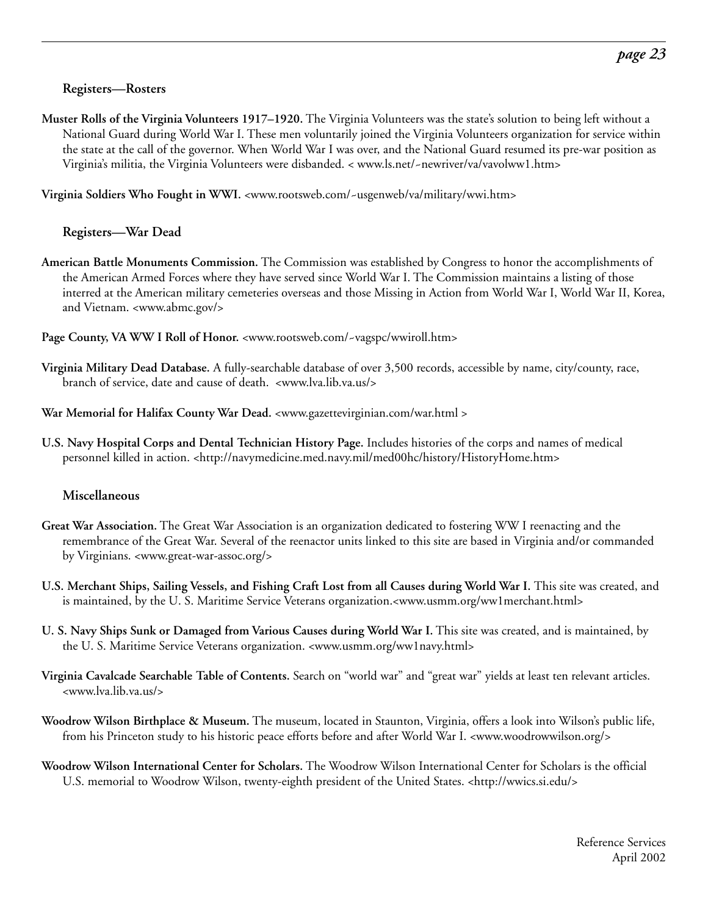### Registers—Rosters

**Muster Rolls of the Virginia Volunteers 1917–1920.** The Virginia Volunteers was the state's solution to being left without a National Guard during World War I. These men voluntarily joined the Virginia Volunteers organization for service within the state at the call of the governor. When World War I was over, and the National Guard resumed its pre-war position as Virginia's militia, the Virginia Volunteers were disbanded. < www.ls.net/~newriver/va/vavolww1.htm>

**Virginia Soldiers Who Fought in WWI.** <www.rootsweb.com/~usgenweb/va/military/wwi.htm>

### Registers—War Dead

**American Battle Monuments Commission.** The Commission was established by Congress to honor the accomplishments of the American Armed Forces where they have served since World War I. The Commission maintains a listing of those interred at the American military cemeteries overseas and those Missing in Action from World War I, World War II, Korea, and Vietnam. <www.abmc.gov/>

**Page County, VA WW I Roll of Honor.** <www.rootsweb.com/~vagspc/wwiroll.htm>

**Virginia Military Dead Database.** A fully-searchable database of over 3,500 records, accessible by name, city/county, race, branch of service, date and cause of death. <www.lva.lib.va.us/>

**War Memorial for Halifax County War Dead.** <www.gazettevirginian.com/war.html >

**U.S. Navy Hospital Corps and Dental Technician History Page.** Includes histories of the corps and names of medical personnel killed in action. <http://navymedicine.med.navy.mil/med00hc/history/HistoryHome.htm>

### Miscellaneous

**Great War Association.** The Great War Association is an organization dedicated to fostering WW I reenacting and the remembrance of the Great War. Several of the reenactor units linked to this site are based in Virginia and/or commanded by Virginians. <www.great-war-assoc.org/>

**U.S. Merchant Ships, Sailing Vessels, and Fishing Craft Lost from all Causes during World War I.** This site was created, and is maintained, by the U. S. Maritime Service Veterans organization.<www.usmm.org/ww1merchant.html>

**U. S. Navy Ships Sunk or Damaged from Various Causes during World War I.** This site was created, and is maintained, by the U. S. Maritime Service Veterans organization. <www.usmm.org/ww1navy.html>

**Virginia Cavalcade Searchable Table of Contents.** Search on "world war" and "great war" yields at least ten relevant articles. <www.lva.lib.va.us/>

**Woodrow Wilson Birthplace & Museum.** The museum, located in Staunton, Virginia, offers a look into Wilson's public life, from his Princeton study to his historic peace efforts before and after World War I. <www.woodrowwilson.org/>

**Woodrow Wilson International Center for Scholars.** The Woodrow Wilson International Center for Scholars is the official U.S. memorial to Woodrow Wilson, twenty-eighth president of the United States. <http://wwics.si.edu/>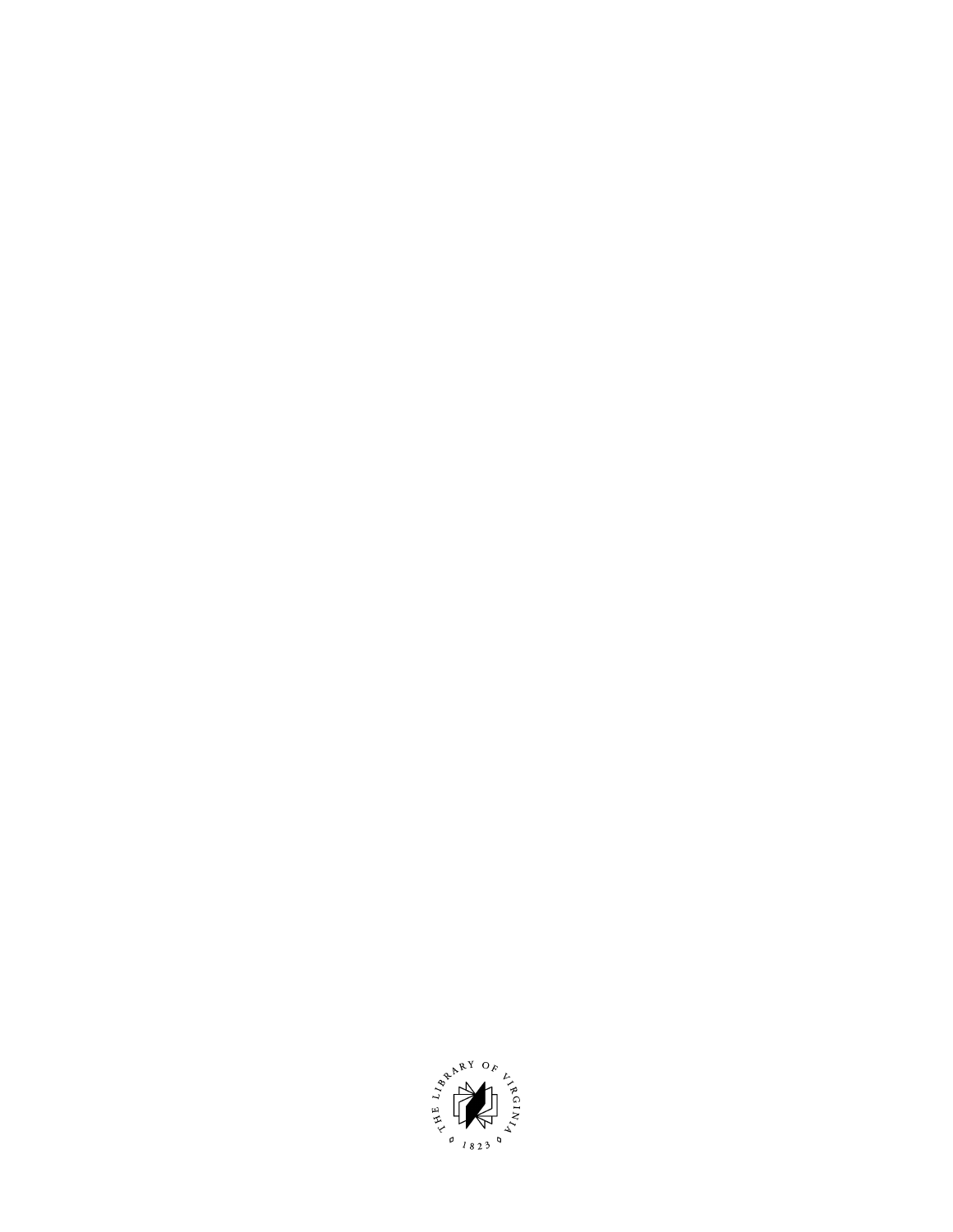THE LIBRARY OF VIRGINIA

1823